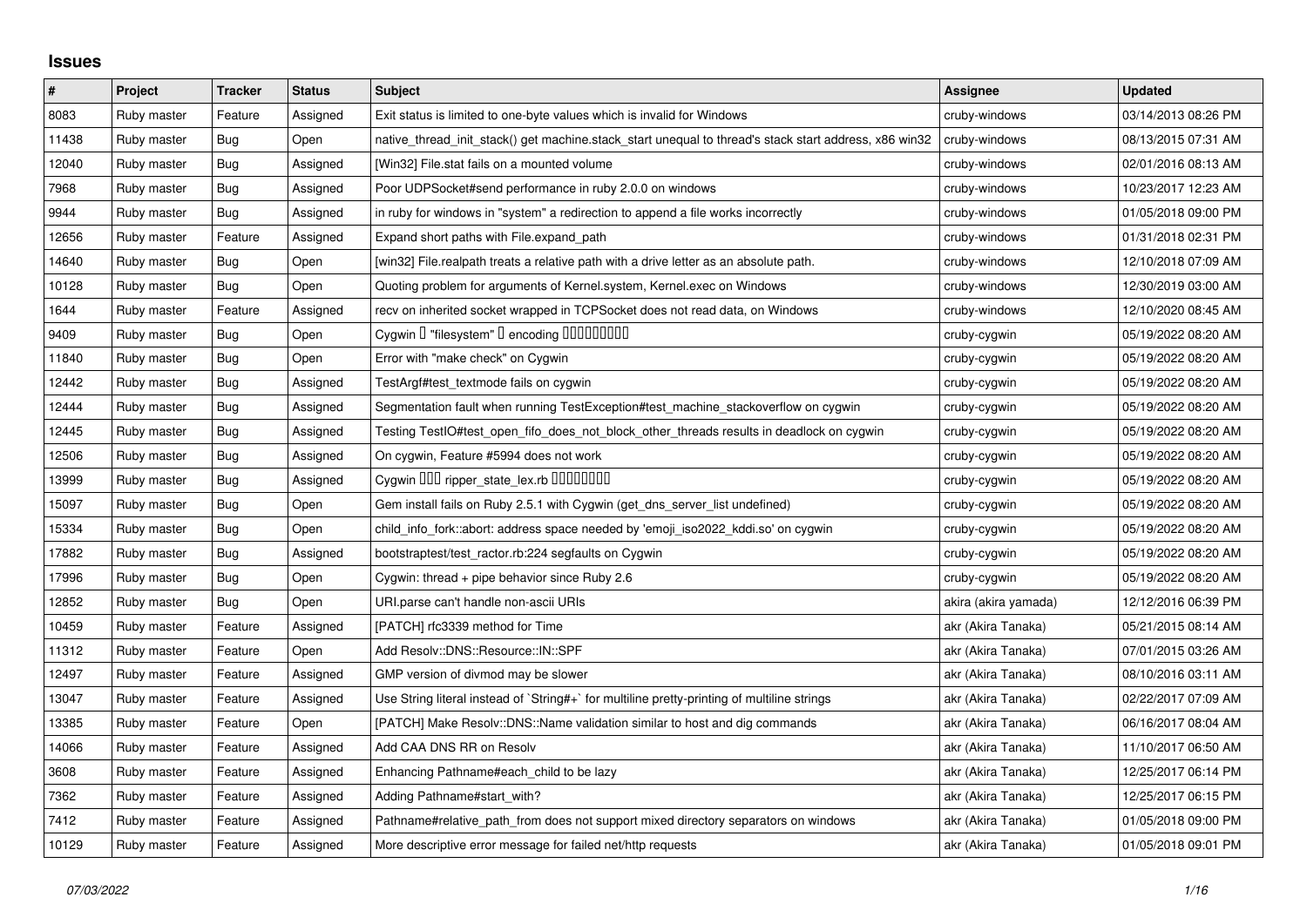# Issues

| # | Project | Tracker | Status | Subject | Assignee | Updated |
|---|---|---|---|---|---|---|
| 8083 | Ruby master | Feature | Assigned | Exit status is limited to one-byte values which is invalid for Windows | cruby-windows | 03/14/2013 08:26 PM |
| 11438 | Ruby master | Bug | Open | native_thread_init_stack() get machine.stack_start unequal to thread's stack start address, x86 win32 | cruby-windows | 08/13/2015 07:31 AM |
| 12040 | Ruby master | Bug | Assigned | [Win32] File.stat fails on a mounted volume | cruby-windows | 02/01/2016 08:13 AM |
| 7968 | Ruby master | Bug | Assigned | Poor UDPSocket#send performance in ruby 2.0.0 on windows | cruby-windows | 10/23/2017 12:23 AM |
| 9944 | Ruby master | Bug | Assigned | in ruby for windows in "system" a redirection to append a file works incorrectly | cruby-windows | 01/05/2018 09:00 PM |
| 12656 | Ruby master | Feature | Assigned | Expand short paths with File.expand_path | cruby-windows | 01/31/2018 02:31 PM |
| 14640 | Ruby master | Bug | Open | [win32] File.realpath treats a relative path with a drive letter as an absolute path. | cruby-windows | 12/10/2018 07:09 AM |
| 10128 | Ruby master | Bug | Open | Quoting problem for arguments of Kernel.system, Kernel.exec on Windows | cruby-windows | 12/30/2019 03:00 AM |
| 1644 | Ruby master | Feature | Assigned | recv on inherited socket wrapped in TCPSocket does not read data, on Windows | cruby-windows | 12/10/2020 08:45 AM |
| 9409 | Ruby master | Bug | Open | Cygwin � "filesystem" � encoding ��������� | cruby-cygwin | 05/19/2022 08:20 AM |
| 11840 | Ruby master | Bug | Open | Error with "make check" on Cygwin | cruby-cygwin | 05/19/2022 08:20 AM |
| 12442 | Ruby master | Bug | Assigned | TestArgf#test_textmode fails on cygwin | cruby-cygwin | 05/19/2022 08:20 AM |
| 12444 | Ruby master | Bug | Assigned | Segmentation fault when running TestException#test_machine_stackoverflow on cygwin | cruby-cygwin | 05/19/2022 08:20 AM |
| 12445 | Ruby master | Bug | Assigned | Testing TestIO#test_open_fifo_does_not_block_other_threads results in deadlock on cygwin | cruby-cygwin | 05/19/2022 08:20 AM |
| 12506 | Ruby master | Bug | Assigned | On cygwin, Feature #5994 does not work | cruby-cygwin | 05/19/2022 08:20 AM |
| 13999 | Ruby master | Bug | Assigned | Cygwin ��� ripper_state_lex.rb �������� | cruby-cygwin | 05/19/2022 08:20 AM |
| 15097 | Ruby master | Bug | Open | Gem install fails on Ruby 2.5.1 with Cygwin (get_dns_server_list undefined) | cruby-cygwin | 05/19/2022 08:20 AM |
| 15334 | Ruby master | Bug | Open | child_info_fork::abort: address space needed by 'emoji_iso2022_kddi.so' on cygwin | cruby-cygwin | 05/19/2022 08:20 AM |
| 17882 | Ruby master | Bug | Assigned | bootstraptest/test_ractor.rb:224 segfaults on Cygwin | cruby-cygwin | 05/19/2022 08:20 AM |
| 17996 | Ruby master | Bug | Open | Cygwin: thread + pipe behavior since Ruby 2.6 | cruby-cygwin | 05/19/2022 08:20 AM |
| 12852 | Ruby master | Bug | Open | URI.parse can't handle non-ascii URIs | akira (akira yamada) | 12/12/2016 06:39 PM |
| 10459 | Ruby master | Feature | Assigned | [PATCH] rfc3339 method for Time | akr (Akira Tanaka) | 05/21/2015 08:14 AM |
| 11312 | Ruby master | Feature | Open | Add Resolv::DNS::Resource::IN::SPF | akr (Akira Tanaka) | 07/01/2015 03:26 AM |
| 12497 | Ruby master | Feature | Assigned | GMP version of divmod may be slower | akr (Akira Tanaka) | 08/10/2016 03:11 AM |
| 13047 | Ruby master | Feature | Assigned | Use String literal instead of `String#+` for multiline pretty-printing of multiline strings | akr (Akira Tanaka) | 02/22/2017 07:09 AM |
| 13385 | Ruby master | Feature | Open | [PATCH] Make Resolv::DNS::Name validation similar to host and dig commands | akr (Akira Tanaka) | 06/16/2017 08:04 AM |
| 14066 | Ruby master | Feature | Assigned | Add CAA DNS RR on Resolv | akr (Akira Tanaka) | 11/10/2017 06:50 AM |
| 3608 | Ruby master | Feature | Assigned | Enhancing Pathname#each_child to be lazy | akr (Akira Tanaka) | 12/25/2017 06:14 PM |
| 7362 | Ruby master | Feature | Assigned | Adding Pathname#start_with? | akr (Akira Tanaka) | 12/25/2017 06:15 PM |
| 7412 | Ruby master | Feature | Assigned | Pathname#relative_path_from does not support mixed directory separators on windows | akr (Akira Tanaka) | 01/05/2018 09:00 PM |
| 10129 | Ruby master | Feature | Assigned | More descriptive error message for failed net/http requests | akr (Akira Tanaka) | 01/05/2018 09:01 PM |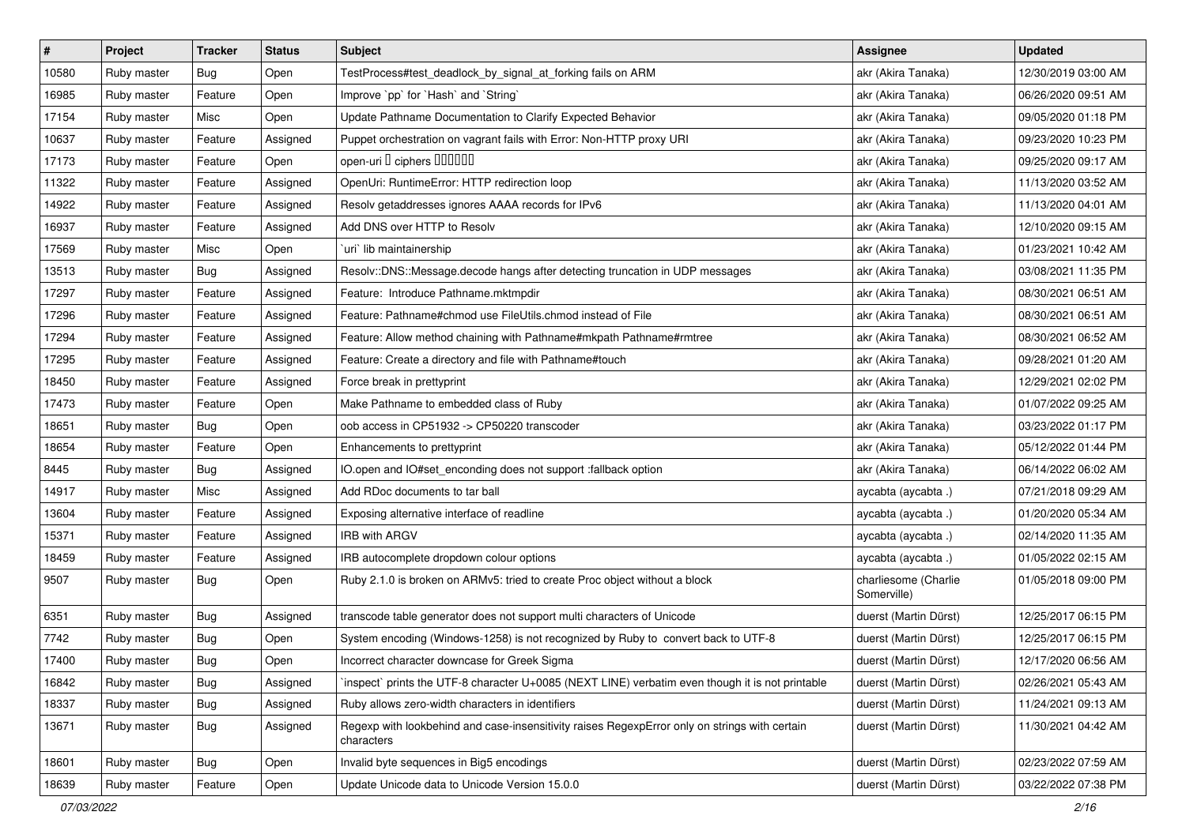| # | Project | Tracker | Status | Subject | Assignee | Updated |
|---|---|---|---|---|---|---|
| 10580 | Ruby master | Bug | Open | TestProcess#test_deadlock_by_signal_at_forking fails on ARM | akr (Akira Tanaka) | 12/30/2019 03:00 AM |
| 16985 | Ruby master | Feature | Open | Improve `pp` for `Hash` and `String` | akr (Akira Tanaka) | 06/26/2020 09:51 AM |
| 17154 | Ruby master | Misc | Open | Update Pathname Documentation to Clarify Expected Behavior | akr (Akira Tanaka) | 09/05/2020 01:18 PM |
| 10637 | Ruby master | Feature | Assigned | Puppet orchestration on vagrant fails with Error: Non-HTTP proxy URI | akr (Akira Tanaka) | 09/23/2020 10:23 PM |
| 17173 | Ruby master | Feature | Open | open-uri � ciphers ������ | akr (Akira Tanaka) | 09/25/2020 09:17 AM |
| 11322 | Ruby master | Feature | Assigned | OpenUri: RuntimeError: HTTP redirection loop | akr (Akira Tanaka) | 11/13/2020 03:52 AM |
| 14922 | Ruby master | Feature | Assigned | Resolv getaddresses ignores AAAA records for IPv6 | akr (Akira Tanaka) | 11/13/2020 04:01 AM |
| 16937 | Ruby master | Feature | Assigned | Add DNS over HTTP to Resolv | akr (Akira Tanaka) | 12/10/2020 09:15 AM |
| 17569 | Ruby master | Misc | Open | `uri` lib maintainership | akr (Akira Tanaka) | 01/23/2021 10:42 AM |
| 13513 | Ruby master | Bug | Assigned | Resolv::DNS::Message.decode hangs after detecting truncation in UDP messages | akr (Akira Tanaka) | 03/08/2021 11:35 PM |
| 17297 | Ruby master | Feature | Assigned | Feature: Introduce Pathname.mktmpdir | akr (Akira Tanaka) | 08/30/2021 06:51 AM |
| 17296 | Ruby master | Feature | Assigned | Feature: Pathname#chmod use FileUtils.chmod instead of File | akr (Akira Tanaka) | 08/30/2021 06:51 AM |
| 17294 | Ruby master | Feature | Assigned | Feature: Allow method chaining with Pathname#mkpath Pathname#rmtree | akr (Akira Tanaka) | 08/30/2021 06:52 AM |
| 17295 | Ruby master | Feature | Assigned | Feature: Create a directory and file with Pathname#touch | akr (Akira Tanaka) | 09/28/2021 01:20 AM |
| 18450 | Ruby master | Feature | Assigned | Force break in prettyprint | akr (Akira Tanaka) | 12/29/2021 02:02 PM |
| 17473 | Ruby master | Feature | Open | Make Pathname to embedded class of Ruby | akr (Akira Tanaka) | 01/07/2022 09:25 AM |
| 18651 | Ruby master | Bug | Open | oob access in CP51932 -> CP50220 transcoder | akr (Akira Tanaka) | 03/23/2022 01:17 PM |
| 18654 | Ruby master | Feature | Open | Enhancements to prettyprint | akr (Akira Tanaka) | 05/12/2022 01:44 PM |
| 8445 | Ruby master | Bug | Assigned | IO.open and IO#set_enconding does not support :fallback option | akr (Akira Tanaka) | 06/14/2022 06:02 AM |
| 14917 | Ruby master | Misc | Assigned | Add RDoc documents to tar ball | aycabta (aycabta .) | 07/21/2018 09:29 AM |
| 13604 | Ruby master | Feature | Assigned | Exposing alternative interface of readline | aycabta (aycabta .) | 01/20/2020 05:34 AM |
| 15371 | Ruby master | Feature | Assigned | IRB with ARGV | aycabta (aycabta .) | 02/14/2020 11:35 AM |
| 18459 | Ruby master | Feature | Assigned | IRB autocomplete dropdown colour options | aycabta (aycabta .) | 01/05/2022 02:15 AM |
| 9507 | Ruby master | Bug | Open | Ruby 2.1.0 is broken on ARMv5: tried to create Proc object without a block | charliesome (Charlie Somerville) | 01/05/2018 09:00 PM |
| 6351 | Ruby master | Bug | Assigned | transcode table generator does not support multi characters of Unicode | duerst (Martin Dürst) | 12/25/2017 06:15 PM |
| 7742 | Ruby master | Bug | Open | System encoding (Windows-1258) is not recognized by Ruby to convert back to UTF-8 | duerst (Martin Dürst) | 12/25/2017 06:15 PM |
| 17400 | Ruby master | Bug | Open | Incorrect character downcase for Greek Sigma | duerst (Martin Dürst) | 12/17/2020 06:56 AM |
| 16842 | Ruby master | Bug | Assigned | `inspect` prints the UTF-8 character U+0085 (NEXT LINE) verbatim even though it is not printable | duerst (Martin Dürst) | 02/26/2021 05:43 AM |
| 18337 | Ruby master | Bug | Assigned | Ruby allows zero-width characters in identifiers | duerst (Martin Dürst) | 11/24/2021 09:13 AM |
| 13671 | Ruby master | Bug | Assigned | Regexp with lookbehind and case-insensitivity raises RegexpError only on strings with certain characters | duerst (Martin Dürst) | 11/30/2021 04:42 AM |
| 18601 | Ruby master | Bug | Open | Invalid byte sequences in Big5 encodings | duerst (Martin Dürst) | 02/23/2022 07:59 AM |
| 18639 | Ruby master | Feature | Open | Update Unicode data to Unicode Version 15.0.0 | duerst (Martin Dürst) | 03/22/2022 07:38 PM |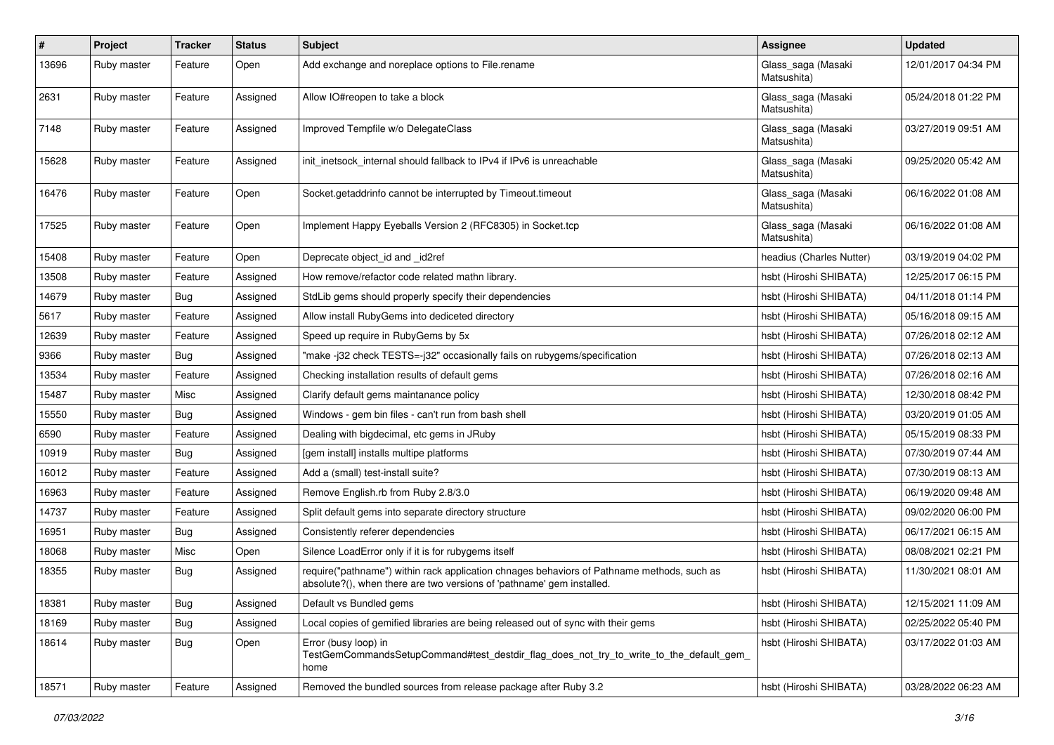| # | Project | Tracker | Status | Subject | Assignee | Updated |
|---|---|---|---|---|---|---|
| 13696 | Ruby master | Feature | Open | Add exchange and noreplace options to File.rename | Glass_saga (Masaki Matsushita) | 12/01/2017 04:34 PM |
| 2631 | Ruby master | Feature | Assigned | Allow IO#reopen to take a block | Glass_saga (Masaki Matsushita) | 05/24/2018 01:22 PM |
| 7148 | Ruby master | Feature | Assigned | Improved Tempfile w/o DelegateClass | Glass_saga (Masaki Matsushita) | 03/27/2019 09:51 AM |
| 15628 | Ruby master | Feature | Assigned | init_inetsock_internal should fallback to IPv4 if IPv6 is unreachable | Glass_saga (Masaki Matsushita) | 09/25/2020 05:42 AM |
| 16476 | Ruby master | Feature | Open | Socket.getaddrinfo cannot be interrupted by Timeout.timeout | Glass_saga (Masaki Matsushita) | 06/16/2022 01:08 AM |
| 17525 | Ruby master | Feature | Open | Implement Happy Eyeballs Version 2 (RFC8305) in Socket.tcp | Glass_saga (Masaki Matsushita) | 06/16/2022 01:08 AM |
| 15408 | Ruby master | Feature | Open | Deprecate object_id and _id2ref | headius (Charles Nutter) | 03/19/2019 04:02 PM |
| 13508 | Ruby master | Feature | Assigned | How remove/refactor code related mathn library. | hsbt (Hiroshi SHIBATA) | 12/25/2017 06:15 PM |
| 14679 | Ruby master | Bug | Assigned | StdLib gems should properly specify their dependencies | hsbt (Hiroshi SHIBATA) | 04/11/2018 01:14 PM |
| 5617 | Ruby master | Feature | Assigned | Allow install RubyGems into dediceted directory | hsbt (Hiroshi SHIBATA) | 05/16/2018 09:15 AM |
| 12639 | Ruby master | Feature | Assigned | Speed up require in RubyGems by 5x | hsbt (Hiroshi SHIBATA) | 07/26/2018 02:12 AM |
| 9366 | Ruby master | Bug | Assigned | "make -j32 check TESTS=-j32" occasionally fails on rubygems/specification | hsbt (Hiroshi SHIBATA) | 07/26/2018 02:13 AM |
| 13534 | Ruby master | Feature | Assigned | Checking installation results of default gems | hsbt (Hiroshi SHIBATA) | 07/26/2018 02:16 AM |
| 15487 | Ruby master | Misc | Assigned | Clarify default gems maintanance policy | hsbt (Hiroshi SHIBATA) | 12/30/2018 08:42 PM |
| 15550 | Ruby master | Bug | Assigned | Windows - gem bin files - can't run from bash shell | hsbt (Hiroshi SHIBATA) | 03/20/2019 01:05 AM |
| 6590 | Ruby master | Feature | Assigned | Dealing with bigdecimal, etc gems in JRuby | hsbt (Hiroshi SHIBATA) | 05/15/2019 08:33 PM |
| 10919 | Ruby master | Bug | Assigned | [gem install] installs multipe platforms | hsbt (Hiroshi SHIBATA) | 07/30/2019 07:44 AM |
| 16012 | Ruby master | Feature | Assigned | Add a (small) test-install suite? | hsbt (Hiroshi SHIBATA) | 07/30/2019 08:13 AM |
| 16963 | Ruby master | Feature | Assigned | Remove English.rb from Ruby 2.8/3.0 | hsbt (Hiroshi SHIBATA) | 06/19/2020 09:48 AM |
| 14737 | Ruby master | Feature | Assigned | Split default gems into separate directory structure | hsbt (Hiroshi SHIBATA) | 09/02/2020 06:00 PM |
| 16951 | Ruby master | Bug | Assigned | Consistently referer dependencies | hsbt (Hiroshi SHIBATA) | 06/17/2021 06:15 AM |
| 18068 | Ruby master | Misc | Open | Silence LoadError only if it is for rubygems itself | hsbt (Hiroshi SHIBATA) | 08/08/2021 02:21 PM |
| 18355 | Ruby master | Bug | Assigned | require("pathname") within rack application chnages behaviors of Pathname methods, such as absolute?(), when there are two versions of 'pathname' gem installed. | hsbt (Hiroshi SHIBATA) | 11/30/2021 08:01 AM |
| 18381 | Ruby master | Bug | Assigned | Default vs Bundled gems | hsbt (Hiroshi SHIBATA) | 12/15/2021 11:09 AM |
| 18169 | Ruby master | Bug | Assigned | Local copies of gemified libraries are being released out of sync with their gems | hsbt (Hiroshi SHIBATA) | 02/25/2022 05:40 PM |
| 18614 | Ruby master | Bug | Open | Error (busy loop) in TestGemCommandsSetupCommand#test_destdir_flag_does_not_try_to_write_to_the_default_gem_home | hsbt (Hiroshi SHIBATA) | 03/17/2022 01:03 AM |
| 18571 | Ruby master | Feature | Assigned | Removed the bundled sources from release package after Ruby 3.2 | hsbt (Hiroshi SHIBATA) | 03/28/2022 06:23 AM |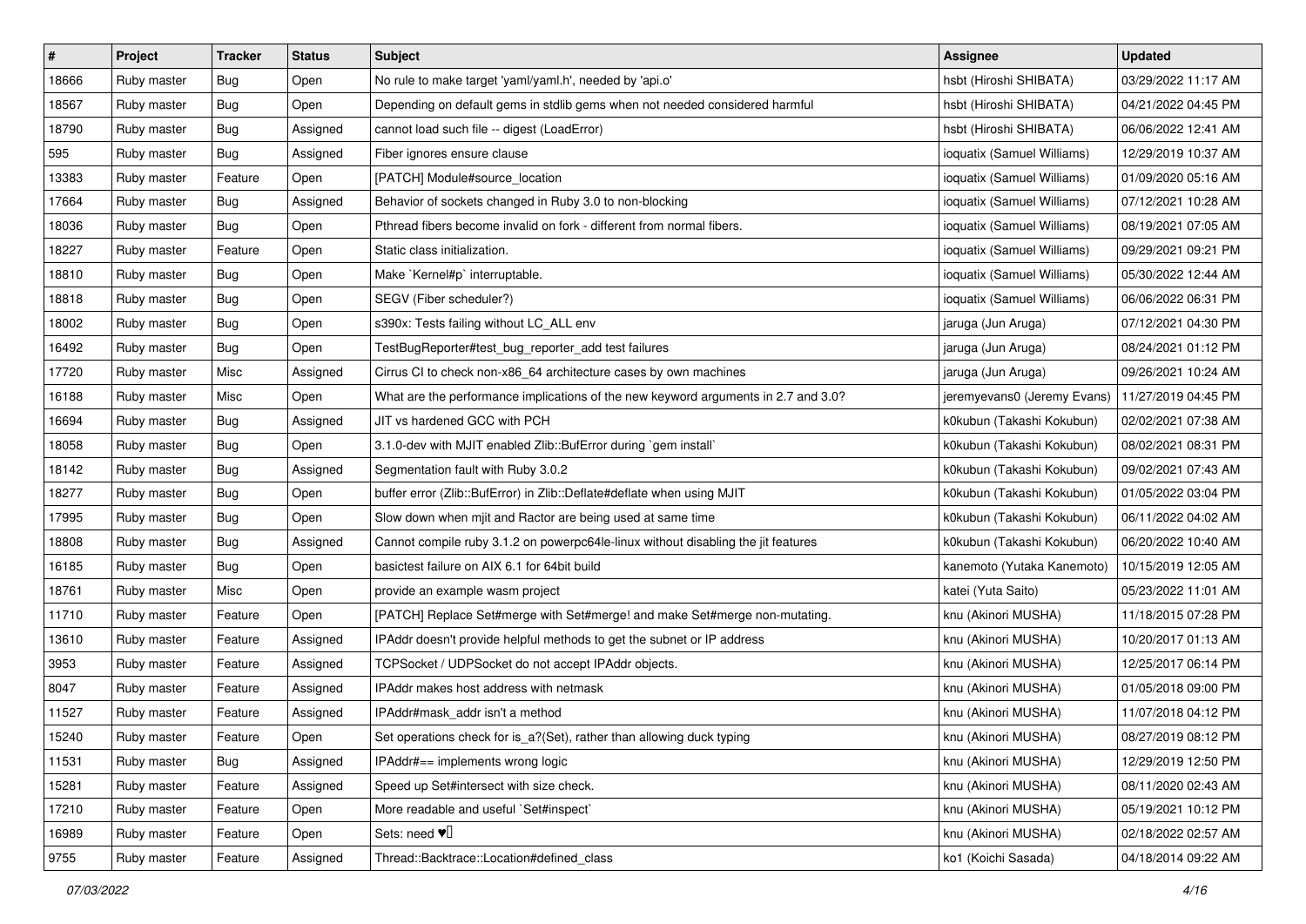| # | Project | Tracker | Status | Subject | Assignee | Updated |
| --- | --- | --- | --- | --- | --- | --- |
| 18666 | Ruby master | Bug | Open | No rule to make target 'yaml/yaml.h', needed by 'api.o' | hsbt (Hiroshi SHIBATA) | 03/29/2022 11:17 AM |
| 18567 | Ruby master | Bug | Open | Depending on default gems in stdlib gems when not needed considered harmful | hsbt (Hiroshi SHIBATA) | 04/21/2022 04:45 PM |
| 18790 | Ruby master | Bug | Assigned | cannot load such file -- digest (LoadError) | hsbt (Hiroshi SHIBATA) | 06/06/2022 12:41 AM |
| 595 | Ruby master | Bug | Assigned | Fiber ignores ensure clause | ioquatix (Samuel Williams) | 12/29/2019 10:37 AM |
| 13383 | Ruby master | Feature | Open | [PATCH] Module#source_location | ioquatix (Samuel Williams) | 01/09/2020 05:16 AM |
| 17664 | Ruby master | Bug | Assigned | Behavior of sockets changed in Ruby 3.0 to non-blocking | ioquatix (Samuel Williams) | 07/12/2021 10:28 AM |
| 18036 | Ruby master | Bug | Open | Pthread fibers become invalid on fork - different from normal fibers. | ioquatix (Samuel Williams) | 08/19/2021 07:05 AM |
| 18227 | Ruby master | Feature | Open | Static class initialization. | ioquatix (Samuel Williams) | 09/29/2021 09:21 PM |
| 18810 | Ruby master | Bug | Open | Make `Kernel#p` interruptable. | ioquatix (Samuel Williams) | 05/30/2022 12:44 AM |
| 18818 | Ruby master | Bug | Open | SEGV (Fiber scheduler?) | ioquatix (Samuel Williams) | 06/06/2022 06:31 PM |
| 18002 | Ruby master | Bug | Open | s390x: Tests failing without LC_ALL env | jaruga (Jun Aruga) | 07/12/2021 04:30 PM |
| 16492 | Ruby master | Bug | Open | TestBugReporter#test_bug_reporter_add test failures | jaruga (Jun Aruga) | 08/24/2021 01:12 PM |
| 17720 | Ruby master | Misc | Assigned | Cirrus CI to check non-x86_64 architecture cases by own machines | jaruga (Jun Aruga) | 09/26/2021 10:24 AM |
| 16188 | Ruby master | Misc | Open | What are the performance implications of the new keyword arguments in 2.7 and 3.0? | jeremyevans0 (Jeremy Evans) | 11/27/2019 04:45 PM |
| 16694 | Ruby master | Bug | Assigned | JIT vs hardened GCC with PCH | k0kubun (Takashi Kokubun) | 02/02/2021 07:38 AM |
| 18058 | Ruby master | Bug | Open | 3.1.0-dev with MJIT enabled Zlib::BufError during `gem install` | k0kubun (Takashi Kokubun) | 08/02/2021 08:31 PM |
| 18142 | Ruby master | Bug | Assigned | Segmentation fault with Ruby 3.0.2 | k0kubun (Takashi Kokubun) | 09/02/2021 07:43 AM |
| 18277 | Ruby master | Bug | Open | buffer error (Zlib::BufError) in Zlib::Deflate#deflate when using MJIT | k0kubun (Takashi Kokubun) | 01/05/2022 03:04 PM |
| 17995 | Ruby master | Bug | Open | Slow down when mjit and Ractor are being used at same time | k0kubun (Takashi Kokubun) | 06/11/2022 04:02 AM |
| 18808 | Ruby master | Bug | Assigned | Cannot compile ruby 3.1.2 on powerpc64le-linux without disabling the jit features | k0kubun (Takashi Kokubun) | 06/20/2022 10:40 AM |
| 16185 | Ruby master | Bug | Open | basictest failure on AIX 6.1 for 64bit build | kanemoto (Yutaka Kanemoto) | 10/15/2019 12:05 AM |
| 18761 | Ruby master | Misc | Open | provide an example wasm project | katei (Yuta Saito) | 05/23/2022 11:01 AM |
| 11710 | Ruby master | Feature | Open | [PATCH] Replace Set#merge with Set#merge! and make Set#merge non-mutating. | knu (Akinori MUSHA) | 11/18/2015 07:28 PM |
| 13610 | Ruby master | Feature | Assigned | IPAddr doesn't provide helpful methods to get the subnet or IP address | knu (Akinori MUSHA) | 10/20/2017 01:13 AM |
| 3953 | Ruby master | Feature | Assigned | TCPSocket / UDPSocket do not accept IPAddr objects. | knu (Akinori MUSHA) | 12/25/2017 06:14 PM |
| 8047 | Ruby master | Feature | Assigned | IPAddr makes host address with netmask | knu (Akinori MUSHA) | 01/05/2018 09:00 PM |
| 11527 | Ruby master | Feature | Assigned | IPAddr#mask_addr isn't a method | knu (Akinori MUSHA) | 11/07/2018 04:12 PM |
| 15240 | Ruby master | Feature | Open | Set operations check for is_a?(Set), rather than allowing duck typing | knu (Akinori MUSHA) | 08/27/2019 08:12 PM |
| 11531 | Ruby master | Bug | Assigned | IPAddr#== implements wrong logic | knu (Akinori MUSHA) | 12/29/2019 12:50 PM |
| 15281 | Ruby master | Feature | Assigned | Speed up Set#intersect with size check. | knu (Akinori MUSHA) | 08/11/2020 02:43 AM |
| 17210 | Ruby master | Feature | Open | More readable and useful `Set#inspect` | knu (Akinori MUSHA) | 05/19/2021 10:12 PM |
| 16989 | Ruby master | Feature | Open | Sets: need ♥️ | knu (Akinori MUSHA) | 02/18/2022 02:57 AM |
| 9755 | Ruby master | Feature | Assigned | Thread::Backtrace::Location#defined_class | ko1 (Koichi Sasada) | 04/18/2014 09:22 AM |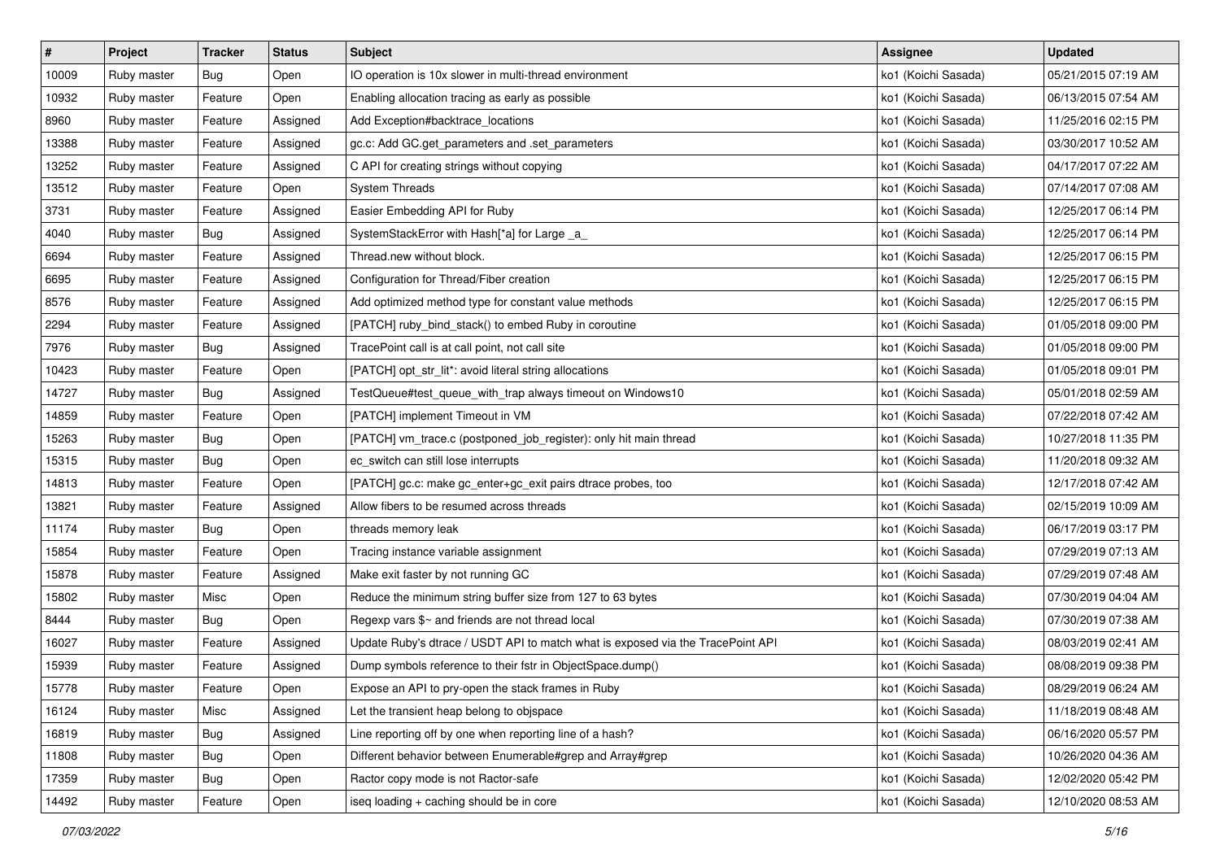| # | Project | Tracker | Status | Subject | Assignee | Updated |
|---|---|---|---|---|---|---|
| 10009 | Ruby master | Bug | Open | IO operation is 10x slower in multi-thread environment | ko1 (Koichi Sasada) | 05/21/2015 07:19 AM |
| 10932 | Ruby master | Feature | Open | Enabling allocation tracing as early as possible | ko1 (Koichi Sasada) | 06/13/2015 07:54 AM |
| 8960 | Ruby master | Feature | Assigned | Add Exception#backtrace_locations | ko1 (Koichi Sasada) | 11/25/2016 02:15 PM |
| 13388 | Ruby master | Feature | Assigned | gc.c: Add GC.get_parameters and .set_parameters | ko1 (Koichi Sasada) | 03/30/2017 10:52 AM |
| 13252 | Ruby master | Feature | Assigned | C API for creating strings without copying | ko1 (Koichi Sasada) | 04/17/2017 07:22 AM |
| 13512 | Ruby master | Feature | Open | System Threads | ko1 (Koichi Sasada) | 07/14/2017 07:08 AM |
| 3731 | Ruby master | Feature | Assigned | Easier Embedding API for Ruby | ko1 (Koichi Sasada) | 12/25/2017 06:14 PM |
| 4040 | Ruby master | Bug | Assigned | SystemStackError with Hash[*a] for Large _a_ | ko1 (Koichi Sasada) | 12/25/2017 06:14 PM |
| 6694 | Ruby master | Feature | Assigned | Thread.new without block. | ko1 (Koichi Sasada) | 12/25/2017 06:15 PM |
| 6695 | Ruby master | Feature | Assigned | Configuration for Thread/Fiber creation | ko1 (Koichi Sasada) | 12/25/2017 06:15 PM |
| 8576 | Ruby master | Feature | Assigned | Add optimized method type for constant value methods | ko1 (Koichi Sasada) | 12/25/2017 06:15 PM |
| 2294 | Ruby master | Feature | Assigned | [PATCH] ruby_bind_stack() to embed Ruby in coroutine | ko1 (Koichi Sasada) | 01/05/2018 09:00 PM |
| 7976 | Ruby master | Bug | Assigned | TracePoint call is at call point, not call site | ko1 (Koichi Sasada) | 01/05/2018 09:00 PM |
| 10423 | Ruby master | Feature | Open | [PATCH] opt_str_lit*: avoid literal string allocations | ko1 (Koichi Sasada) | 01/05/2018 09:01 PM |
| 14727 | Ruby master | Bug | Assigned | TestQueue#test_queue_with_trap always timeout on Windows10 | ko1 (Koichi Sasada) | 05/01/2018 02:59 AM |
| 14859 | Ruby master | Feature | Open | [PATCH] implement Timeout in VM | ko1 (Koichi Sasada) | 07/22/2018 07:42 AM |
| 15263 | Ruby master | Bug | Open | [PATCH] vm_trace.c (postponed_job_register): only hit main thread | ko1 (Koichi Sasada) | 10/27/2018 11:35 PM |
| 15315 | Ruby master | Bug | Open | ec_switch can still lose interrupts | ko1 (Koichi Sasada) | 11/20/2018 09:32 AM |
| 14813 | Ruby master | Feature | Open | [PATCH] gc.c: make gc_enter+gc_exit pairs dtrace probes, too | ko1 (Koichi Sasada) | 12/17/2018 07:42 AM |
| 13821 | Ruby master | Feature | Assigned | Allow fibers to be resumed across threads | ko1 (Koichi Sasada) | 02/15/2019 10:09 AM |
| 11174 | Ruby master | Bug | Open | threads memory leak | ko1 (Koichi Sasada) | 06/17/2019 03:17 PM |
| 15854 | Ruby master | Feature | Open | Tracing instance variable assignment | ko1 (Koichi Sasada) | 07/29/2019 07:13 AM |
| 15878 | Ruby master | Feature | Assigned | Make exit faster by not running GC | ko1 (Koichi Sasada) | 07/29/2019 07:48 AM |
| 15802 | Ruby master | Misc | Open | Reduce the minimum string buffer size from 127 to 63 bytes | ko1 (Koichi Sasada) | 07/30/2019 04:04 AM |
| 8444 | Ruby master | Bug | Open | Regexp vars $~ and friends are not thread local | ko1 (Koichi Sasada) | 07/30/2019 07:38 AM |
| 16027 | Ruby master | Feature | Assigned | Update Ruby's dtrace / USDT API to match what is exposed via the TracePoint API | ko1 (Koichi Sasada) | 08/03/2019 02:41 AM |
| 15939 | Ruby master | Feature | Assigned | Dump symbols reference to their fstr in ObjectSpace.dump() | ko1 (Koichi Sasada) | 08/08/2019 09:38 PM |
| 15778 | Ruby master | Feature | Open | Expose an API to pry-open the stack frames in Ruby | ko1 (Koichi Sasada) | 08/29/2019 06:24 AM |
| 16124 | Ruby master | Misc | Assigned | Let the transient heap belong to objspace | ko1 (Koichi Sasada) | 11/18/2019 08:48 AM |
| 16819 | Ruby master | Bug | Assigned | Line reporting off by one when reporting line of a hash? | ko1 (Koichi Sasada) | 06/16/2020 05:57 PM |
| 11808 | Ruby master | Bug | Open | Different behavior between Enumerable#grep and Array#grep | ko1 (Koichi Sasada) | 10/26/2020 04:36 AM |
| 17359 | Ruby master | Bug | Open | Ractor copy mode is not Ractor-safe | ko1 (Koichi Sasada) | 12/02/2020 05:42 PM |
| 14492 | Ruby master | Feature | Open | iseq loading + caching should be in core | ko1 (Koichi Sasada) | 12/10/2020 08:53 AM |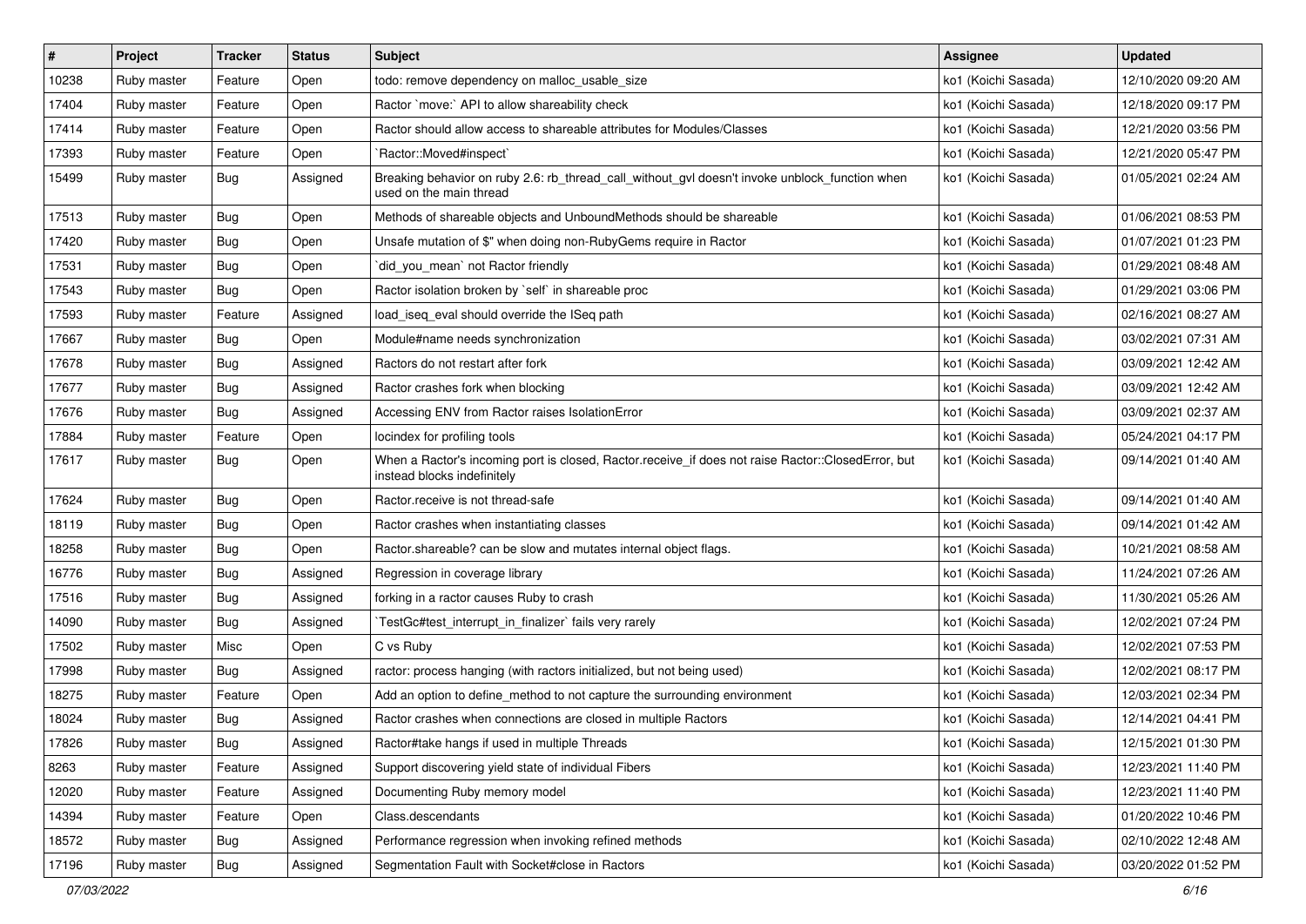| # | Project | Tracker | Status | Subject | Assignee | Updated |
|---|---|---|---|---|---|---|
| 10238 | Ruby master | Feature | Open | todo: remove dependency on malloc_usable_size | ko1 (Koichi Sasada) | 12/10/2020 09:20 AM |
| 17404 | Ruby master | Feature | Open | Ractor `move:` API to allow shareability check | ko1 (Koichi Sasada) | 12/18/2020 09:17 PM |
| 17414 | Ruby master | Feature | Open | Ractor should allow access to shareable attributes for Modules/Classes | ko1 (Koichi Sasada) | 12/21/2020 03:56 PM |
| 17393 | Ruby master | Feature | Open | `Ractor::Moved#inspect` | ko1 (Koichi Sasada) | 12/21/2020 05:47 PM |
| 15499 | Ruby master | Bug | Assigned | Breaking behavior on ruby 2.6: rb_thread_call_without_gvl doesn't invoke unblock_function when used on the main thread | ko1 (Koichi Sasada) | 01/05/2021 02:24 AM |
| 17513 | Ruby master | Bug | Open | Methods of shareable objects and UnboundMethods should be shareable | ko1 (Koichi Sasada) | 01/06/2021 08:53 PM |
| 17420 | Ruby master | Bug | Open | Unsafe mutation of $" when doing non-RubyGems require in Ractor | ko1 (Koichi Sasada) | 01/07/2021 01:23 PM |
| 17531 | Ruby master | Bug | Open | `did_you_mean` not Ractor friendly | ko1 (Koichi Sasada) | 01/29/2021 08:48 AM |
| 17543 | Ruby master | Bug | Open | Ractor isolation broken by `self` in shareable proc | ko1 (Koichi Sasada) | 01/29/2021 03:06 PM |
| 17593 | Ruby master | Feature | Assigned | load_iseq_eval should override the ISeq path | ko1 (Koichi Sasada) | 02/16/2021 08:27 AM |
| 17667 | Ruby master | Bug | Open | Module#name needs synchronization | ko1 (Koichi Sasada) | 03/02/2021 07:31 AM |
| 17678 | Ruby master | Bug | Assigned | Ractors do not restart after fork | ko1 (Koichi Sasada) | 03/09/2021 12:42 AM |
| 17677 | Ruby master | Bug | Assigned | Ractor crashes fork when blocking | ko1 (Koichi Sasada) | 03/09/2021 12:42 AM |
| 17676 | Ruby master | Bug | Assigned | Accessing ENV from Ractor raises IsolationError | ko1 (Koichi Sasada) | 03/09/2021 02:37 AM |
| 17884 | Ruby master | Feature | Open | locindex for profiling tools | ko1 (Koichi Sasada) | 05/24/2021 04:17 PM |
| 17617 | Ruby master | Bug | Open | When a Ractor's incoming port is closed, Ractor.receive_if does not raise Ractor::ClosedError, but instead blocks indefinitely | ko1 (Koichi Sasada) | 09/14/2021 01:40 AM |
| 17624 | Ruby master | Bug | Open | Ractor.receive is not thread-safe | ko1 (Koichi Sasada) | 09/14/2021 01:40 AM |
| 18119 | Ruby master | Bug | Open | Ractor crashes when instantiating classes | ko1 (Koichi Sasada) | 09/14/2021 01:42 AM |
| 18258 | Ruby master | Bug | Open | Ractor.shareable? can be slow and mutates internal object flags. | ko1 (Koichi Sasada) | 10/21/2021 08:58 AM |
| 16776 | Ruby master | Bug | Assigned | Regression in coverage library | ko1 (Koichi Sasada) | 11/24/2021 07:26 AM |
| 17516 | Ruby master | Bug | Assigned | forking in a ractor causes Ruby to crash | ko1 (Koichi Sasada) | 11/30/2021 05:26 AM |
| 14090 | Ruby master | Bug | Assigned | `TestGc#test_interrupt_in_finalizer` fails very rarely | ko1 (Koichi Sasada) | 12/02/2021 07:24 PM |
| 17502 | Ruby master | Misc | Open | C vs Ruby | ko1 (Koichi Sasada) | 12/02/2021 07:53 PM |
| 17998 | Ruby master | Bug | Assigned | ractor: process hanging (with ractors initialized, but not being used) | ko1 (Koichi Sasada) | 12/02/2021 08:17 PM |
| 18275 | Ruby master | Feature | Open | Add an option to define_method to not capture the surrounding environment | ko1 (Koichi Sasada) | 12/03/2021 02:34 PM |
| 18024 | Ruby master | Bug | Assigned | Ractor crashes when connections are closed in multiple Ractors | ko1 (Koichi Sasada) | 12/14/2021 04:41 PM |
| 17826 | Ruby master | Bug | Assigned | Ractor#take hangs if used in multiple Threads | ko1 (Koichi Sasada) | 12/15/2021 01:30 PM |
| 8263 | Ruby master | Feature | Assigned | Support discovering yield state of individual Fibers | ko1 (Koichi Sasada) | 12/23/2021 11:40 PM |
| 12020 | Ruby master | Feature | Assigned | Documenting Ruby memory model | ko1 (Koichi Sasada) | 12/23/2021 11:40 PM |
| 14394 | Ruby master | Feature | Open | Class.descendants | ko1 (Koichi Sasada) | 01/20/2022 10:46 PM |
| 18572 | Ruby master | Bug | Assigned | Performance regression when invoking refined methods | ko1 (Koichi Sasada) | 02/10/2022 12:48 AM |
| 17196 | Ruby master | Bug | Assigned | Segmentation Fault with Socket#close in Ractors | ko1 (Koichi Sasada) | 03/20/2022 01:52 PM |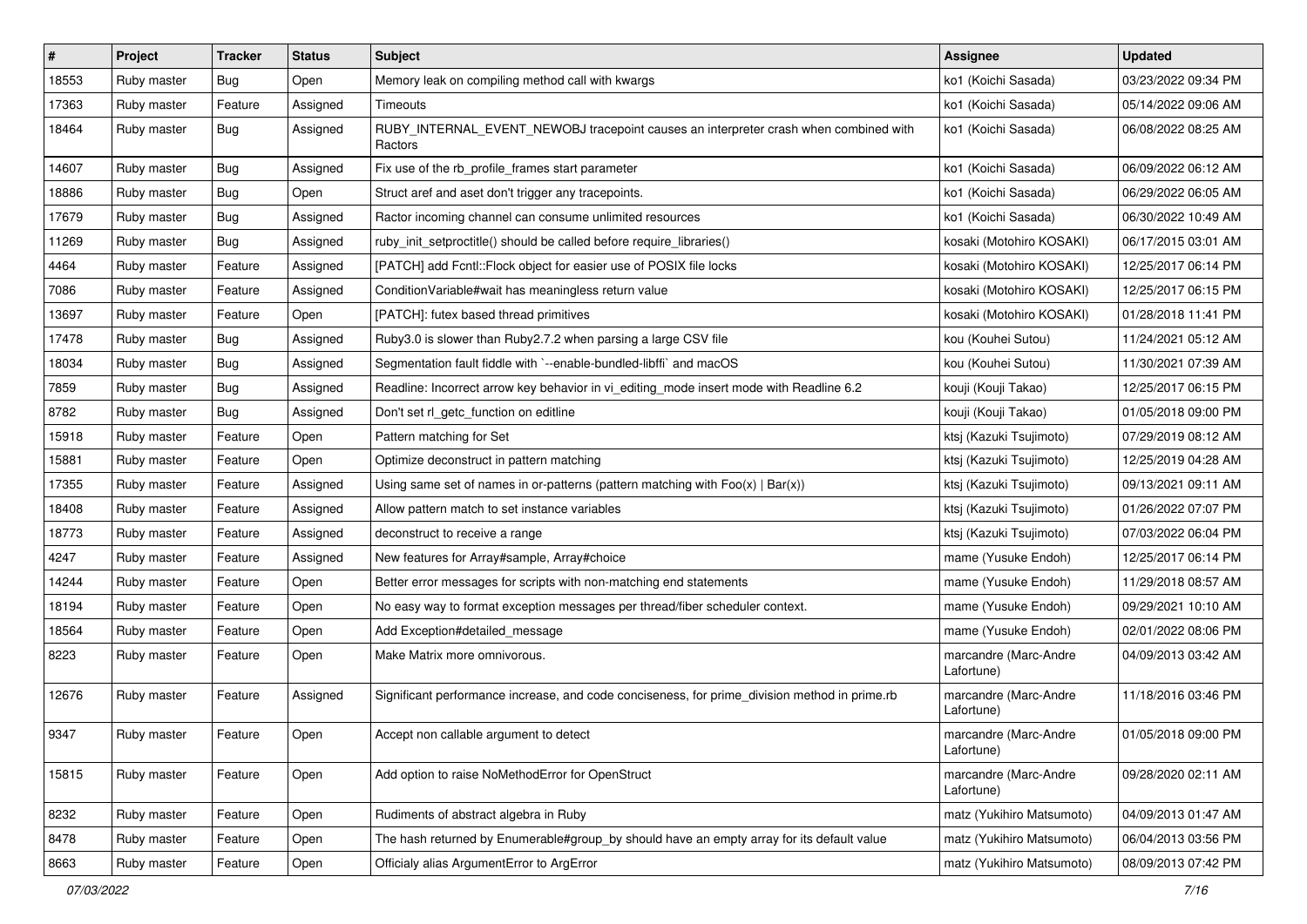| # | Project | Tracker | Status | Subject | Assignee | Updated |
|---|---|---|---|---|---|---|
| 18553 | Ruby master | Bug | Open | Memory leak on compiling method call with kwargs | ko1 (Koichi Sasada) | 03/23/2022 09:34 PM |
| 17363 | Ruby master | Feature | Assigned | Timeouts | ko1 (Koichi Sasada) | 05/14/2022 09:06 AM |
| 18464 | Ruby master | Bug | Assigned | RUBY_INTERNAL_EVENT_NEWOBJ tracepoint causes an interpreter crash when combined with Ractors | ko1 (Koichi Sasada) | 06/08/2022 08:25 AM |
| 14607 | Ruby master | Bug | Assigned | Fix use of the rb_profile_frames start parameter | ko1 (Koichi Sasada) | 06/09/2022 06:12 AM |
| 18886 | Ruby master | Bug | Open | Struct aref and aset don't trigger any tracepoints. | ko1 (Koichi Sasada) | 06/29/2022 06:05 AM |
| 17679 | Ruby master | Bug | Assigned | Ractor incoming channel can consume unlimited resources | ko1 (Koichi Sasada) | 06/30/2022 10:49 AM |
| 11269 | Ruby master | Bug | Assigned | ruby_init_setproctitle() should be called before require_libraries() | kosaki (Motohiro KOSAKI) | 06/17/2015 03:01 AM |
| 4464 | Ruby master | Feature | Assigned | [PATCH] add Fcntl::Flock object for easier use of POSIX file locks | kosaki (Motohiro KOSAKI) | 12/25/2017 06:14 PM |
| 7086 | Ruby master | Feature | Assigned | ConditionVariable#wait has meaningless return value | kosaki (Motohiro KOSAKI) | 12/25/2017 06:15 PM |
| 13697 | Ruby master | Feature | Open | [PATCH]: futex based thread primitives | kosaki (Motohiro KOSAKI) | 01/28/2018 11:41 PM |
| 17478 | Ruby master | Bug | Assigned | Ruby3.0 is slower than Ruby2.7.2 when parsing a large CSV file | kou (Kouhei Sutou) | 11/24/2021 05:12 AM |
| 18034 | Ruby master | Bug | Assigned | Segmentation fault fiddle with `--enable-bundled-libffi` and macOS | kou (Kouhei Sutou) | 11/30/2021 07:39 AM |
| 7859 | Ruby master | Bug | Assigned | Readline: Incorrect arrow key behavior in vi_editing_mode insert mode with Readline 6.2 | kouji (Kouji Takao) | 12/25/2017 06:15 PM |
| 8782 | Ruby master | Bug | Assigned | Don't set rl_getc_function on editline | kouji (Kouji Takao) | 01/05/2018 09:00 PM |
| 15918 | Ruby master | Feature | Open | Pattern matching for Set | ktsj (Kazuki Tsujimoto) | 07/29/2019 08:12 AM |
| 15881 | Ruby master | Feature | Open | Optimize deconstruct in pattern matching | ktsj (Kazuki Tsujimoto) | 12/25/2019 04:28 AM |
| 17355 | Ruby master | Feature | Assigned | Using same set of names in or-patterns (pattern matching with Foo(x) \| Bar(x)) | ktsj (Kazuki Tsujimoto) | 09/13/2021 09:11 AM |
| 18408 | Ruby master | Feature | Assigned | Allow pattern match to set instance variables | ktsj (Kazuki Tsujimoto) | 01/26/2022 07:07 PM |
| 18773 | Ruby master | Feature | Assigned | deconstruct to receive a range | ktsj (Kazuki Tsujimoto) | 07/03/2022 06:04 PM |
| 4247 | Ruby master | Feature | Assigned | New features for Array#sample, Array#choice | mame (Yusuke Endoh) | 12/25/2017 06:14 PM |
| 14244 | Ruby master | Feature | Open | Better error messages for scripts with non-matching end statements | mame (Yusuke Endoh) | 11/29/2018 08:57 AM |
| 18194 | Ruby master | Feature | Open | No easy way to format exception messages per thread/fiber scheduler context. | mame (Yusuke Endoh) | 09/29/2021 10:10 AM |
| 18564 | Ruby master | Feature | Open | Add Exception#detailed_message | mame (Yusuke Endoh) | 02/01/2022 08:06 PM |
| 8223 | Ruby master | Feature | Open | Make Matrix more omnivorous. | marcandre (Marc-Andre Lafortune) | 04/09/2013 03:42 AM |
| 12676 | Ruby master | Feature | Assigned | Significant performance increase, and code conciseness, for prime_division method in prime.rb | marcandre (Marc-Andre Lafortune) | 11/18/2016 03:46 PM |
| 9347 | Ruby master | Feature | Open | Accept non callable argument to detect | marcandre (Marc-Andre Lafortune) | 01/05/2018 09:00 PM |
| 15815 | Ruby master | Feature | Open | Add option to raise NoMethodError for OpenStruct | marcandre (Marc-Andre Lafortune) | 09/28/2020 02:11 AM |
| 8232 | Ruby master | Feature | Open | Rudiments of abstract algebra in Ruby | matz (Yukihiro Matsumoto) | 04/09/2013 01:47 AM |
| 8478 | Ruby master | Feature | Open | The hash returned by Enumerable#group_by should have an empty array for its default value | matz (Yukihiro Matsumoto) | 06/04/2013 03:56 PM |
| 8663 | Ruby master | Feature | Open | Officialy alias ArgumentError to ArgError | matz (Yukihiro Matsumoto) | 08/09/2013 07:42 PM |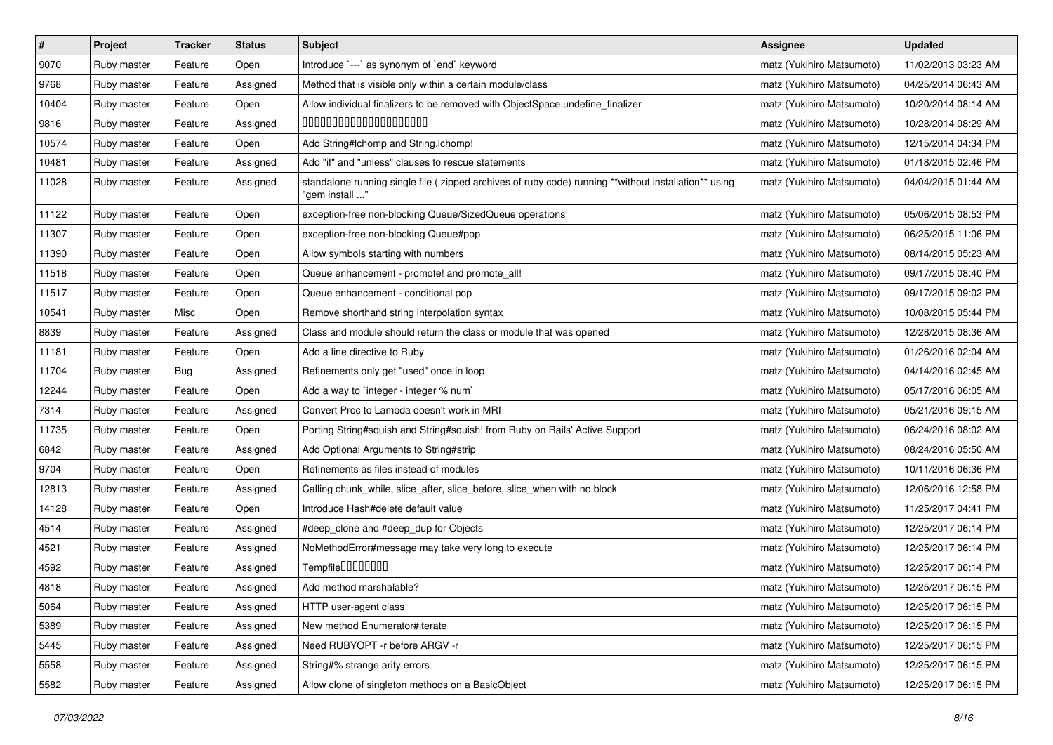| # | Project | Tracker | Status | Subject | Assignee | Updated |
|---|---|---|---|---|---|---|
| 9070 | Ruby master | Feature | Open | Introduce `---` as synonym of `end` keyword | matz (Yukihiro Matsumoto) | 11/02/2013 03:23 AM |
| 9768 | Ruby master | Feature | Assigned | Method that is visible only within a certain module/class | matz (Yukihiro Matsumoto) | 04/25/2014 06:43 AM |
| 10404 | Ruby master | Feature | Open | Allow individual finalizers to be removed with ObjectSpace.undefine_finalizer | matz (Yukihiro Matsumoto) | 10/20/2014 08:14 AM |
| 9816 | Ruby master | Feature | Assigned | 00000000000000000000 | matz (Yukihiro Matsumoto) | 10/28/2014 08:29 AM |
| 10574 | Ruby master | Feature | Open | Add String#lchomp and String.lchomp! | matz (Yukihiro Matsumoto) | 12/15/2014 04:34 PM |
| 10481 | Ruby master | Feature | Assigned | Add "if" and "unless" clauses to rescue statements | matz (Yukihiro Matsumoto) | 01/18/2015 02:46 PM |
| 11028 | Ruby master | Feature | Assigned | standalone running single file ( zipped archives of ruby code) running **without installation** using "gem install ..." | matz (Yukihiro Matsumoto) | 04/04/2015 01:44 AM |
| 11122 | Ruby master | Feature | Open | exception-free non-blocking Queue/SizedQueue operations | matz (Yukihiro Matsumoto) | 05/06/2015 08:53 PM |
| 11307 | Ruby master | Feature | Open | exception-free non-blocking Queue#pop | matz (Yukihiro Matsumoto) | 06/25/2015 11:06 PM |
| 11390 | Ruby master | Feature | Open | Allow symbols starting with numbers | matz (Yukihiro Matsumoto) | 08/14/2015 05:23 AM |
| 11518 | Ruby master | Feature | Open | Queue enhancement - promote! and promote_all! | matz (Yukihiro Matsumoto) | 09/17/2015 08:40 PM |
| 11517 | Ruby master | Feature | Open | Queue enhancement - conditional pop | matz (Yukihiro Matsumoto) | 09/17/2015 09:02 PM |
| 10541 | Ruby master | Misc | Open | Remove shorthand string interpolation syntax | matz (Yukihiro Matsumoto) | 10/08/2015 05:44 PM |
| 8839 | Ruby master | Feature | Assigned | Class and module should return the class or module that was opened | matz (Yukihiro Matsumoto) | 12/28/2015 08:36 AM |
| 11181 | Ruby master | Feature | Open | Add a line directive to Ruby | matz (Yukihiro Matsumoto) | 01/26/2016 02:04 AM |
| 11704 | Ruby master | Bug | Assigned | Refinements only get "used" once in loop | matz (Yukihiro Matsumoto) | 04/14/2016 02:45 AM |
| 12244 | Ruby master | Feature | Open | Add a way to `integer - integer % num` | matz (Yukihiro Matsumoto) | 05/17/2016 06:05 AM |
| 7314 | Ruby master | Feature | Assigned | Convert Proc to Lambda doesn't work in MRI | matz (Yukihiro Matsumoto) | 05/21/2016 09:15 AM |
| 11735 | Ruby master | Feature | Open | Porting String#squish and String#squish! from Ruby on Rails' Active Support | matz (Yukihiro Matsumoto) | 06/24/2016 08:02 AM |
| 6842 | Ruby master | Feature | Assigned | Add Optional Arguments to String#strip | matz (Yukihiro Matsumoto) | 08/24/2016 05:50 AM |
| 9704 | Ruby master | Feature | Open | Refinements as files instead of modules | matz (Yukihiro Matsumoto) | 10/11/2016 06:36 PM |
| 12813 | Ruby master | Feature | Assigned | Calling chunk_while, slice_after, slice_before, slice_when with no block | matz (Yukihiro Matsumoto) | 12/06/2016 12:58 PM |
| 14128 | Ruby master | Feature | Open | Introduce Hash#delete default value | matz (Yukihiro Matsumoto) | 11/25/2017 04:41 PM |
| 4514 | Ruby master | Feature | Assigned | #deep_clone and #deep_dup for Objects | matz (Yukihiro Matsumoto) | 12/25/2017 06:14 PM |
| 4521 | Ruby master | Feature | Assigned | NoMethodError#message may take very long to execute | matz (Yukihiro Matsumoto) | 12/25/2017 06:14 PM |
| 4592 | Ruby master | Feature | Assigned | Tempfile00000000 | matz (Yukihiro Matsumoto) | 12/25/2017 06:14 PM |
| 4818 | Ruby master | Feature | Assigned | Add method marshalable? | matz (Yukihiro Matsumoto) | 12/25/2017 06:15 PM |
| 5064 | Ruby master | Feature | Assigned | HTTP user-agent class | matz (Yukihiro Matsumoto) | 12/25/2017 06:15 PM |
| 5389 | Ruby master | Feature | Assigned | New method Enumerator#iterate | matz (Yukihiro Matsumoto) | 12/25/2017 06:15 PM |
| 5445 | Ruby master | Feature | Assigned | Need RUBYOPT -r before ARGV -r | matz (Yukihiro Matsumoto) | 12/25/2017 06:15 PM |
| 5558 | Ruby master | Feature | Assigned | String#% strange arity errors | matz (Yukihiro Matsumoto) | 12/25/2017 06:15 PM |
| 5582 | Ruby master | Feature | Assigned | Allow clone of singleton methods on a BasicObject | matz (Yukihiro Matsumoto) | 12/25/2017 06:15 PM |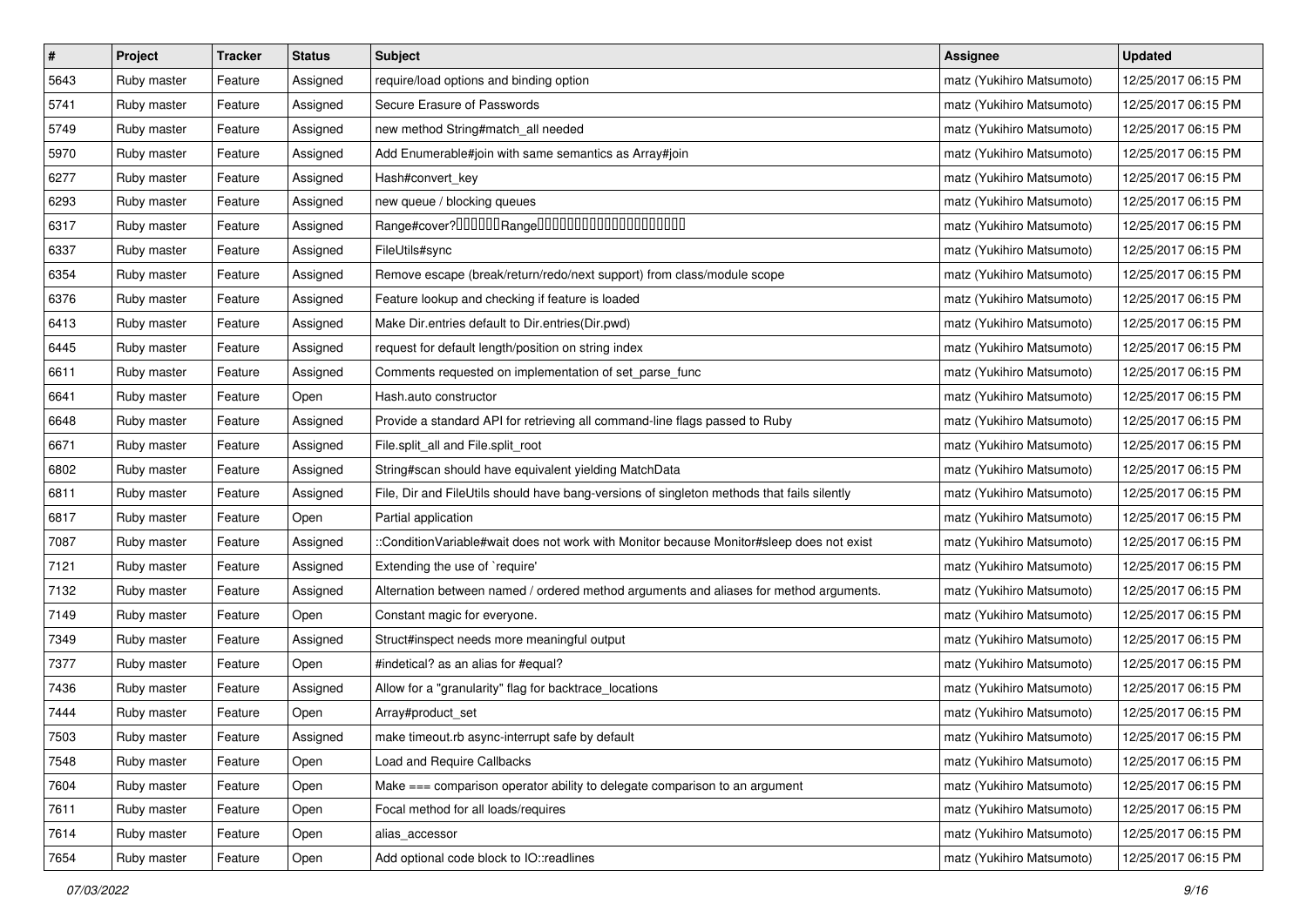| # | Project | Tracker | Status | Subject | Assignee | Updated |
|---|---|---|---|---|---|---|
| 5643 | Ruby master | Feature | Assigned | require/load options and binding option | matz (Yukihiro Matsumoto) | 12/25/2017 06:15 PM |
| 5741 | Ruby master | Feature | Assigned | Secure Erasure of Passwords | matz (Yukihiro Matsumoto) | 12/25/2017 06:15 PM |
| 5749 | Ruby master | Feature | Assigned | new method String#match_all needed | matz (Yukihiro Matsumoto) | 12/25/2017 06:15 PM |
| 5970 | Ruby master | Feature | Assigned | Add Enumerable#join with same semantics as Array#join | matz (Yukihiro Matsumoto) | 12/25/2017 06:15 PM |
| 6277 | Ruby master | Feature | Assigned | Hash#convert_key | matz (Yukihiro Matsumoto) | 12/25/2017 06:15 PM |
| 6293 | Ruby master | Feature | Assigned | new queue / blocking queues | matz (Yukihiro Matsumoto) | 12/25/2017 06:15 PM |
| 6317 | Ruby master | Feature | Assigned | Range#cover?��������Range������������������������������ | matz (Yukihiro Matsumoto) | 12/25/2017 06:15 PM |
| 6337 | Ruby master | Feature | Assigned | FileUtils#sync | matz (Yukihiro Matsumoto) | 12/25/2017 06:15 PM |
| 6354 | Ruby master | Feature | Assigned | Remove escape (break/return/redo/next support) from class/module scope | matz (Yukihiro Matsumoto) | 12/25/2017 06:15 PM |
| 6376 | Ruby master | Feature | Assigned | Feature lookup and checking if feature is loaded | matz (Yukihiro Matsumoto) | 12/25/2017 06:15 PM |
| 6413 | Ruby master | Feature | Assigned | Make Dir.entries default to Dir.entries(Dir.pwd) | matz (Yukihiro Matsumoto) | 12/25/2017 06:15 PM |
| 6445 | Ruby master | Feature | Assigned | request for default length/position on string index | matz (Yukihiro Matsumoto) | 12/25/2017 06:15 PM |
| 6611 | Ruby master | Feature | Assigned | Comments requested on implementation of set_parse_func | matz (Yukihiro Matsumoto) | 12/25/2017 06:15 PM |
| 6641 | Ruby master | Feature | Open | Hash.auto constructor | matz (Yukihiro Matsumoto) | 12/25/2017 06:15 PM |
| 6648 | Ruby master | Feature | Assigned | Provide a standard API for retrieving all command-line flags passed to Ruby | matz (Yukihiro Matsumoto) | 12/25/2017 06:15 PM |
| 6671 | Ruby master | Feature | Assigned | File.split_all and File.split_root | matz (Yukihiro Matsumoto) | 12/25/2017 06:15 PM |
| 6802 | Ruby master | Feature | Assigned | String#scan should have equivalent yielding MatchData | matz (Yukihiro Matsumoto) | 12/25/2017 06:15 PM |
| 6811 | Ruby master | Feature | Assigned | File, Dir and FileUtils should have bang-versions of singleton methods that fails silently | matz (Yukihiro Matsumoto) | 12/25/2017 06:15 PM |
| 6817 | Ruby master | Feature | Open | Partial application | matz (Yukihiro Matsumoto) | 12/25/2017 06:15 PM |
| 7087 | Ruby master | Feature | Assigned | ::ConditionVariable#wait does not work with Monitor because Monitor#sleep does not exist | matz (Yukihiro Matsumoto) | 12/25/2017 06:15 PM |
| 7121 | Ruby master | Feature | Assigned | Extending the use of `require' | matz (Yukihiro Matsumoto) | 12/25/2017 06:15 PM |
| 7132 | Ruby master | Feature | Assigned | Alternation between named / ordered method arguments and aliases for method arguments. | matz (Yukihiro Matsumoto) | 12/25/2017 06:15 PM |
| 7149 | Ruby master | Feature | Open | Constant magic for everyone. | matz (Yukihiro Matsumoto) | 12/25/2017 06:15 PM |
| 7349 | Ruby master | Feature | Assigned | Struct#inspect needs more meaningful output | matz (Yukihiro Matsumoto) | 12/25/2017 06:15 PM |
| 7377 | Ruby master | Feature | Open | #indetical? as an alias for #equal? | matz (Yukihiro Matsumoto) | 12/25/2017 06:15 PM |
| 7436 | Ruby master | Feature | Assigned | Allow for a "granularity" flag for backtrace_locations | matz (Yukihiro Matsumoto) | 12/25/2017 06:15 PM |
| 7444 | Ruby master | Feature | Open | Array#product_set | matz (Yukihiro Matsumoto) | 12/25/2017 06:15 PM |
| 7503 | Ruby master | Feature | Assigned | make timeout.rb async-interrupt safe by default | matz (Yukihiro Matsumoto) | 12/25/2017 06:15 PM |
| 7548 | Ruby master | Feature | Open | Load and Require Callbacks | matz (Yukihiro Matsumoto) | 12/25/2017 06:15 PM |
| 7604 | Ruby master | Feature | Open | Make === comparison operator ability to delegate comparison to an argument | matz (Yukihiro Matsumoto) | 12/25/2017 06:15 PM |
| 7611 | Ruby master | Feature | Open | Focal method for all loads/requires | matz (Yukihiro Matsumoto) | 12/25/2017 06:15 PM |
| 7614 | Ruby master | Feature | Open | alias_accessor | matz (Yukihiro Matsumoto) | 12/25/2017 06:15 PM |
| 7654 | Ruby master | Feature | Open | Add optional code block to IO::readlines | matz (Yukihiro Matsumoto) | 12/25/2017 06:15 PM |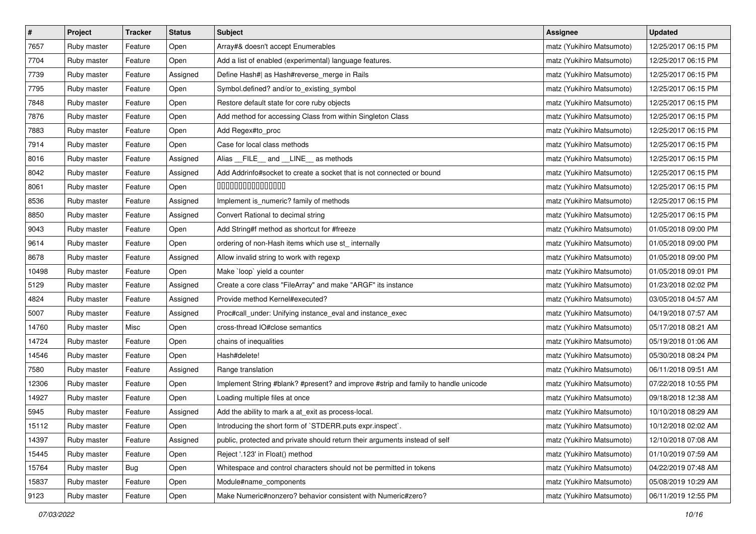| # | Project | Tracker | Status | Subject | Assignee | Updated |
|---|---|---|---|---|---|---|
| 7657 | Ruby master | Feature | Open | Array#& doesn't accept Enumerables | matz (Yukihiro Matsumoto) | 12/25/2017 06:15 PM |
| 7704 | Ruby master | Feature | Open | Add a list of enabled (experimental) language features. | matz (Yukihiro Matsumoto) | 12/25/2017 06:15 PM |
| 7739 | Ruby master | Feature | Assigned | Define Hash#| as Hash#reverse_merge in Rails | matz (Yukihiro Matsumoto) | 12/25/2017 06:15 PM |
| 7795 | Ruby master | Feature | Open | Symbol.defined? and/or to_existing_symbol | matz (Yukihiro Matsumoto) | 12/25/2017 06:15 PM |
| 7848 | Ruby master | Feature | Open | Restore default state for core ruby objects | matz (Yukihiro Matsumoto) | 12/25/2017 06:15 PM |
| 7876 | Ruby master | Feature | Open | Add method for accessing Class from within Singleton Class | matz (Yukihiro Matsumoto) | 12/25/2017 06:15 PM |
| 7883 | Ruby master | Feature | Open | Add Regex#to_proc | matz (Yukihiro Matsumoto) | 12/25/2017 06:15 PM |
| 7914 | Ruby master | Feature | Open | Case for local class methods | matz (Yukihiro Matsumoto) | 12/25/2017 06:15 PM |
| 8016 | Ruby master | Feature | Assigned | Alias __FILE__ and __LINE__ as methods | matz (Yukihiro Matsumoto) | 12/25/2017 06:15 PM |
| 8042 | Ruby master | Feature | Assigned | Add Addrinfo#socket to create a socket that is not connected or bound | matz (Yukihiro Matsumoto) | 12/25/2017 06:15 PM |
| 8061 | Ruby master | Feature | Open | 0000000000000000 | matz (Yukihiro Matsumoto) | 12/25/2017 06:15 PM |
| 8536 | Ruby master | Feature | Assigned | Implement is_numeric? family of methods | matz (Yukihiro Matsumoto) | 12/25/2017 06:15 PM |
| 8850 | Ruby master | Feature | Assigned | Convert Rational to decimal string | matz (Yukihiro Matsumoto) | 12/25/2017 06:15 PM |
| 9043 | Ruby master | Feature | Open | Add String#f method as shortcut for #freeze | matz (Yukihiro Matsumoto) | 01/05/2018 09:00 PM |
| 9614 | Ruby master | Feature | Open | ordering of non-Hash items which use st_ internally | matz (Yukihiro Matsumoto) | 01/05/2018 09:00 PM |
| 8678 | Ruby master | Feature | Assigned | Allow invalid string to work with regexp | matz (Yukihiro Matsumoto) | 01/05/2018 09:00 PM |
| 10498 | Ruby master | Feature | Open | Make `loop` yield a counter | matz (Yukihiro Matsumoto) | 01/05/2018 09:01 PM |
| 5129 | Ruby master | Feature | Assigned | Create a core class "FileArray" and make "ARGF" its instance | matz (Yukihiro Matsumoto) | 01/23/2018 02:02 PM |
| 4824 | Ruby master | Feature | Assigned | Provide method Kernel#executed? | matz (Yukihiro Matsumoto) | 03/05/2018 04:57 AM |
| 5007 | Ruby master | Feature | Assigned | Proc#call_under: Unifying instance_eval and instance_exec | matz (Yukihiro Matsumoto) | 04/19/2018 07:57 AM |
| 14760 | Ruby master | Misc | Open | cross-thread IO#close semantics | matz (Yukihiro Matsumoto) | 05/17/2018 08:21 AM |
| 14724 | Ruby master | Feature | Open | chains of inequalities | matz (Yukihiro Matsumoto) | 05/19/2018 01:06 AM |
| 14546 | Ruby master | Feature | Open | Hash#delete! | matz (Yukihiro Matsumoto) | 05/30/2018 08:24 PM |
| 7580 | Ruby master | Feature | Assigned | Range translation | matz (Yukihiro Matsumoto) | 06/11/2018 09:51 AM |
| 12306 | Ruby master | Feature | Open | Implement String #blank? #present? and improve #strip and family to handle unicode | matz (Yukihiro Matsumoto) | 07/22/2018 10:55 PM |
| 14927 | Ruby master | Feature | Open | Loading multiple files at once | matz (Yukihiro Matsumoto) | 09/18/2018 12:38 AM |
| 5945 | Ruby master | Feature | Assigned | Add the ability to mark a at_exit as process-local. | matz (Yukihiro Matsumoto) | 10/10/2018 08:29 AM |
| 15112 | Ruby master | Feature | Open | Introducing the short form of `STDERR.puts expr.inspect`. | matz (Yukihiro Matsumoto) | 10/12/2018 02:02 AM |
| 14397 | Ruby master | Feature | Assigned | public, protected and private should return their arguments instead of self | matz (Yukihiro Matsumoto) | 12/10/2018 07:08 AM |
| 15445 | Ruby master | Feature | Open | Reject '.123' in Float() method | matz (Yukihiro Matsumoto) | 01/10/2019 07:59 AM |
| 15764 | Ruby master | Bug | Open | Whitespace and control characters should not be permitted in tokens | matz (Yukihiro Matsumoto) | 04/22/2019 07:48 AM |
| 15837 | Ruby master | Feature | Open | Module#name_components | matz (Yukihiro Matsumoto) | 05/08/2019 10:29 AM |
| 9123 | Ruby master | Feature | Open | Make Numeric#nonzero? behavior consistent with Numeric#zero? | matz (Yukihiro Matsumoto) | 06/11/2019 12:55 PM |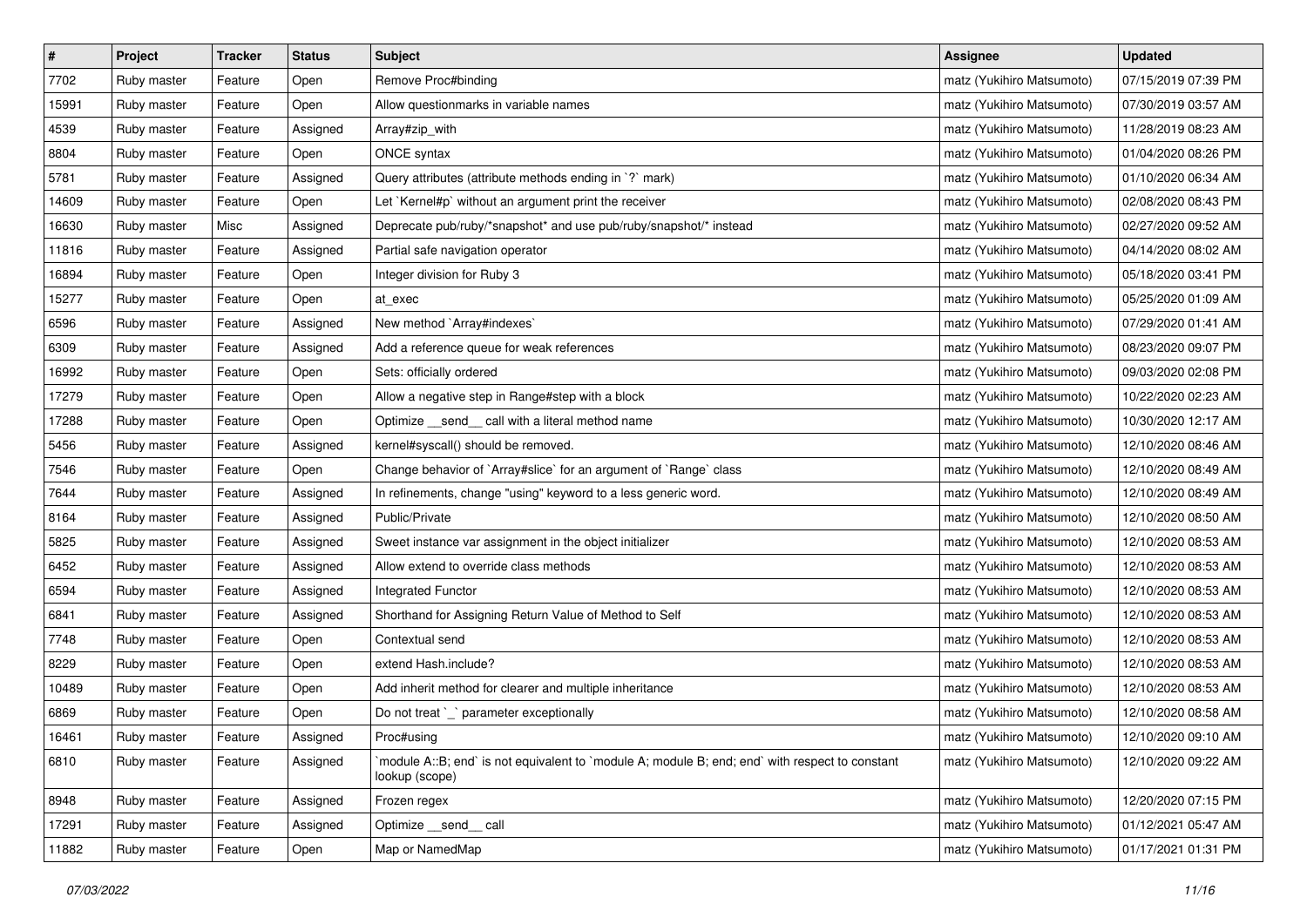| # | Project | Tracker | Status | Subject | Assignee | Updated |
|---|---|---|---|---|---|---|
| 7702 | Ruby master | Feature | Open | Remove Proc#binding | matz (Yukihiro Matsumoto) | 07/15/2019 07:39 PM |
| 15991 | Ruby master | Feature | Open | Allow questionmarks in variable names | matz (Yukihiro Matsumoto) | 07/30/2019 03:57 AM |
| 4539 | Ruby master | Feature | Assigned | Array#zip_with | matz (Yukihiro Matsumoto) | 11/28/2019 08:23 AM |
| 8804 | Ruby master | Feature | Open | ONCE syntax | matz (Yukihiro Matsumoto) | 01/04/2020 08:26 PM |
| 5781 | Ruby master | Feature | Assigned | Query attributes (attribute methods ending in `?` mark) | matz (Yukihiro Matsumoto) | 01/10/2020 06:34 AM |
| 14609 | Ruby master | Feature | Open | Let `Kernel#p` without an argument print the receiver | matz (Yukihiro Matsumoto) | 02/08/2020 08:43 PM |
| 16630 | Ruby master | Misc | Assigned | Deprecate pub/ruby/*snapshot* and use pub/ruby/snapshot/* instead | matz (Yukihiro Matsumoto) | 02/27/2020 09:52 AM |
| 11816 | Ruby master | Feature | Assigned | Partial safe navigation operator | matz (Yukihiro Matsumoto) | 04/14/2020 08:02 AM |
| 16894 | Ruby master | Feature | Open | Integer division for Ruby 3 | matz (Yukihiro Matsumoto) | 05/18/2020 03:41 PM |
| 15277 | Ruby master | Feature | Open | at_exec | matz (Yukihiro Matsumoto) | 05/25/2020 01:09 AM |
| 6596 | Ruby master | Feature | Assigned | New method `Array#indexes` | matz (Yukihiro Matsumoto) | 07/29/2020 01:41 AM |
| 6309 | Ruby master | Feature | Assigned | Add a reference queue for weak references | matz (Yukihiro Matsumoto) | 08/23/2020 09:07 PM |
| 16992 | Ruby master | Feature | Open | Sets: officially ordered | matz (Yukihiro Matsumoto) | 09/03/2020 02:08 PM |
| 17279 | Ruby master | Feature | Open | Allow a negative step in Range#step with a block | matz (Yukihiro Matsumoto) | 10/22/2020 02:23 AM |
| 17288 | Ruby master | Feature | Open | Optimize __send__ call with a literal method name | matz (Yukihiro Matsumoto) | 10/30/2020 12:17 AM |
| 5456 | Ruby master | Feature | Assigned | kernel#syscall() should be removed. | matz (Yukihiro Matsumoto) | 12/10/2020 08:46 AM |
| 7546 | Ruby master | Feature | Open | Change behavior of `Array#slice` for an argument of `Range` class | matz (Yukihiro Matsumoto) | 12/10/2020 08:49 AM |
| 7644 | Ruby master | Feature | Assigned | In refinements, change "using" keyword to a less generic word. | matz (Yukihiro Matsumoto) | 12/10/2020 08:49 AM |
| 8164 | Ruby master | Feature | Assigned | Public/Private | matz (Yukihiro Matsumoto) | 12/10/2020 08:50 AM |
| 5825 | Ruby master | Feature | Assigned | Sweet instance var assignment in the object initializer | matz (Yukihiro Matsumoto) | 12/10/2020 08:53 AM |
| 6452 | Ruby master | Feature | Assigned | Allow extend to override class methods | matz (Yukihiro Matsumoto) | 12/10/2020 08:53 AM |
| 6594 | Ruby master | Feature | Assigned | Integrated Functor | matz (Yukihiro Matsumoto) | 12/10/2020 08:53 AM |
| 6841 | Ruby master | Feature | Assigned | Shorthand for Assigning Return Value of Method to Self | matz (Yukihiro Matsumoto) | 12/10/2020 08:53 AM |
| 7748 | Ruby master | Feature | Open | Contextual send | matz (Yukihiro Matsumoto) | 12/10/2020 08:53 AM |
| 8229 | Ruby master | Feature | Open | extend Hash.include? | matz (Yukihiro Matsumoto) | 12/10/2020 08:53 AM |
| 10489 | Ruby master | Feature | Open | Add inherit method for clearer and multiple inheritance | matz (Yukihiro Matsumoto) | 12/10/2020 08:53 AM |
| 6869 | Ruby master | Feature | Open | Do not treat `_` parameter exceptionally | matz (Yukihiro Matsumoto) | 12/10/2020 08:58 AM |
| 16461 | Ruby master | Feature | Assigned | Proc#using | matz (Yukihiro Matsumoto) | 12/10/2020 09:10 AM |
| 6810 | Ruby master | Feature | Assigned | `module A::B; end` is not equivalent to `module A; module B; end; end` with respect to constant lookup (scope) | matz (Yukihiro Matsumoto) | 12/10/2020 09:22 AM |
| 8948 | Ruby master | Feature | Assigned | Frozen regex | matz (Yukihiro Matsumoto) | 12/20/2020 07:15 PM |
| 17291 | Ruby master | Feature | Assigned | Optimize __send__ call | matz (Yukihiro Matsumoto) | 01/12/2021 05:47 AM |
| 11882 | Ruby master | Feature | Open | Map or NamedMap | matz (Yukihiro Matsumoto) | 01/17/2021 01:31 PM |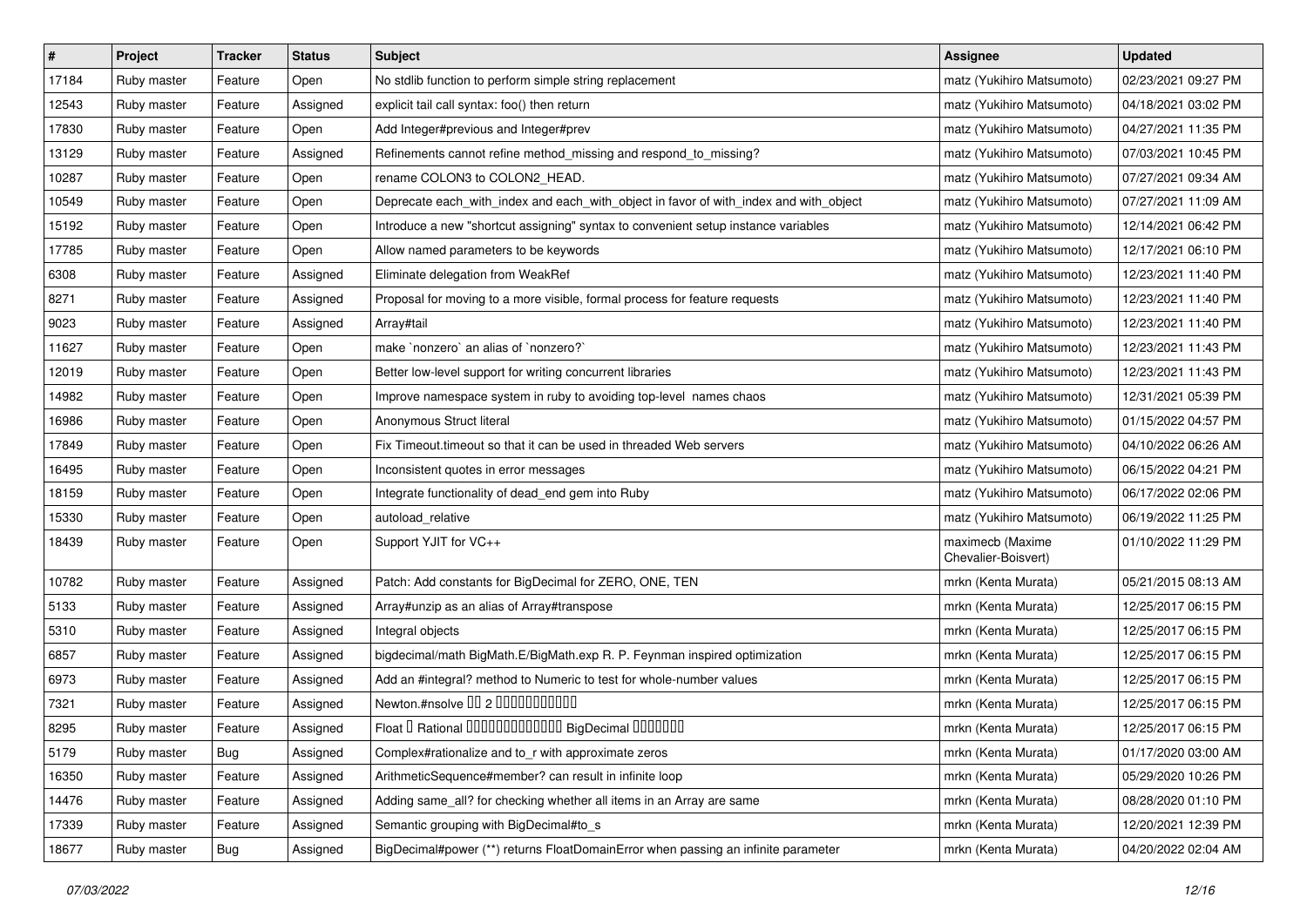| # | Project | Tracker | Status | Subject | Assignee | Updated |
|---|---|---|---|---|---|---|
| 17184 | Ruby master | Feature | Open | No stdlib function to perform simple string replacement | matz (Yukihiro Matsumoto) | 02/23/2021 09:27 PM |
| 12543 | Ruby master | Feature | Assigned | explicit tail call syntax: foo() then return | matz (Yukihiro Matsumoto) | 04/18/2021 03:02 PM |
| 17830 | Ruby master | Feature | Open | Add Integer#previous and Integer#prev | matz (Yukihiro Matsumoto) | 04/27/2021 11:35 PM |
| 13129 | Ruby master | Feature | Assigned | Refinements cannot refine method_missing and respond_to_missing? | matz (Yukihiro Matsumoto) | 07/03/2021 10:45 PM |
| 10287 | Ruby master | Feature | Open | rename COLON3 to COLON2_HEAD. | matz (Yukihiro Matsumoto) | 07/27/2021 09:34 AM |
| 10549 | Ruby master | Feature | Open | Deprecate each_with_index and each_with_object in favor of with_index and with_object | matz (Yukihiro Matsumoto) | 07/27/2021 11:09 AM |
| 15192 | Ruby master | Feature | Open | Introduce a new "shortcut assigning" syntax to convenient setup instance variables | matz (Yukihiro Matsumoto) | 12/14/2021 06:42 PM |
| 17785 | Ruby master | Feature | Open | Allow named parameters to be keywords | matz (Yukihiro Matsumoto) | 12/17/2021 06:10 PM |
| 6308 | Ruby master | Feature | Assigned | Eliminate delegation from WeakRef | matz (Yukihiro Matsumoto) | 12/23/2021 11:40 PM |
| 8271 | Ruby master | Feature | Assigned | Proposal for moving to a more visible, formal process for feature requests | matz (Yukihiro Matsumoto) | 12/23/2021 11:40 PM |
| 9023 | Ruby master | Feature | Assigned | Array#tail | matz (Yukihiro Matsumoto) | 12/23/2021 11:40 PM |
| 11627 | Ruby master | Feature | Open | make `nonzero` an alias of `nonzero?` | matz (Yukihiro Matsumoto) | 12/23/2021 11:43 PM |
| 12019 | Ruby master | Feature | Open | Better low-level support for writing concurrent libraries | matz (Yukihiro Matsumoto) | 12/23/2021 11:43 PM |
| 14982 | Ruby master | Feature | Open | Improve namespace system in ruby to avoiding top-level names chaos | matz (Yukihiro Matsumoto) | 12/31/2021 05:39 PM |
| 16986 | Ruby master | Feature | Open | Anonymous Struct literal | matz (Yukihiro Matsumoto) | 01/15/2022 04:57 PM |
| 17849 | Ruby master | Feature | Open | Fix Timeout.timeout so that it can be used in threaded Web servers | matz (Yukihiro Matsumoto) | 04/10/2022 06:26 AM |
| 16495 | Ruby master | Feature | Open | Inconsistent quotes in error messages | matz (Yukihiro Matsumoto) | 06/15/2022 04:21 PM |
| 18159 | Ruby master | Feature | Open | Integrate functionality of dead_end gem into Ruby | matz (Yukihiro Matsumoto) | 06/17/2022 02:06 PM |
| 15330 | Ruby master | Feature | Open | autoload_relative | matz (Yukihiro Matsumoto) | 06/19/2022 11:25 PM |
| 18439 | Ruby master | Feature | Open | Support YJIT for VC++ | maximecb (Maxime Chevalier-Boisvert) | 01/10/2022 11:29 PM |
| 10782 | Ruby master | Feature | Assigned | Patch: Add constants for BigDecimal for ZERO, ONE, TEN | mrkn (Kenta Murata) | 05/21/2015 08:13 AM |
| 5133 | Ruby master | Feature | Assigned | Array#unzip as an alias of Array#transpose | mrkn (Kenta Murata) | 12/25/2017 06:15 PM |
| 5310 | Ruby master | Feature | Assigned | Integral objects | mrkn (Kenta Murata) | 12/25/2017 06:15 PM |
| 6857 | Ruby master | Feature | Assigned | bigdecimal/math BigMath.E/BigMath.exp R. P. Feynman inspired optimization | mrkn (Kenta Murata) | 12/25/2017 06:15 PM |
| 6973 | Ruby master | Feature | Assigned | Add an #integral? method to Numeric to test for whole-number values | mrkn (Kenta Murata) | 12/25/2017 06:15 PM |
| 7321 | Ruby master | Feature | Assigned | Newton.#nsolve 00 2 00000000000 | mrkn (Kenta Murata) | 12/25/2017 06:15 PM |
| 8295 | Ruby master | Feature | Assigned | Float 0 Rational 0000000000000 BigDecimal 0000000 | mrkn (Kenta Murata) | 12/25/2017 06:15 PM |
| 5179 | Ruby master | Bug | Assigned | Complex#rationalize and to_r with approximate zeros | mrkn (Kenta Murata) | 01/17/2020 03:00 AM |
| 16350 | Ruby master | Feature | Assigned | ArithmeticSequence#member? can result in infinite loop | mrkn (Kenta Murata) | 05/29/2020 10:26 PM |
| 14476 | Ruby master | Feature | Assigned | Adding same_all? for checking whether all items in an Array are same | mrkn (Kenta Murata) | 08/28/2020 01:10 PM |
| 17339 | Ruby master | Feature | Assigned | Semantic grouping with BigDecimal#to_s | mrkn (Kenta Murata) | 12/20/2021 12:39 PM |
| 18677 | Ruby master | Bug | Assigned | BigDecimal#power (**) returns FloatDomainError when passing an infinite parameter | mrkn (Kenta Murata) | 04/20/2022 02:04 AM |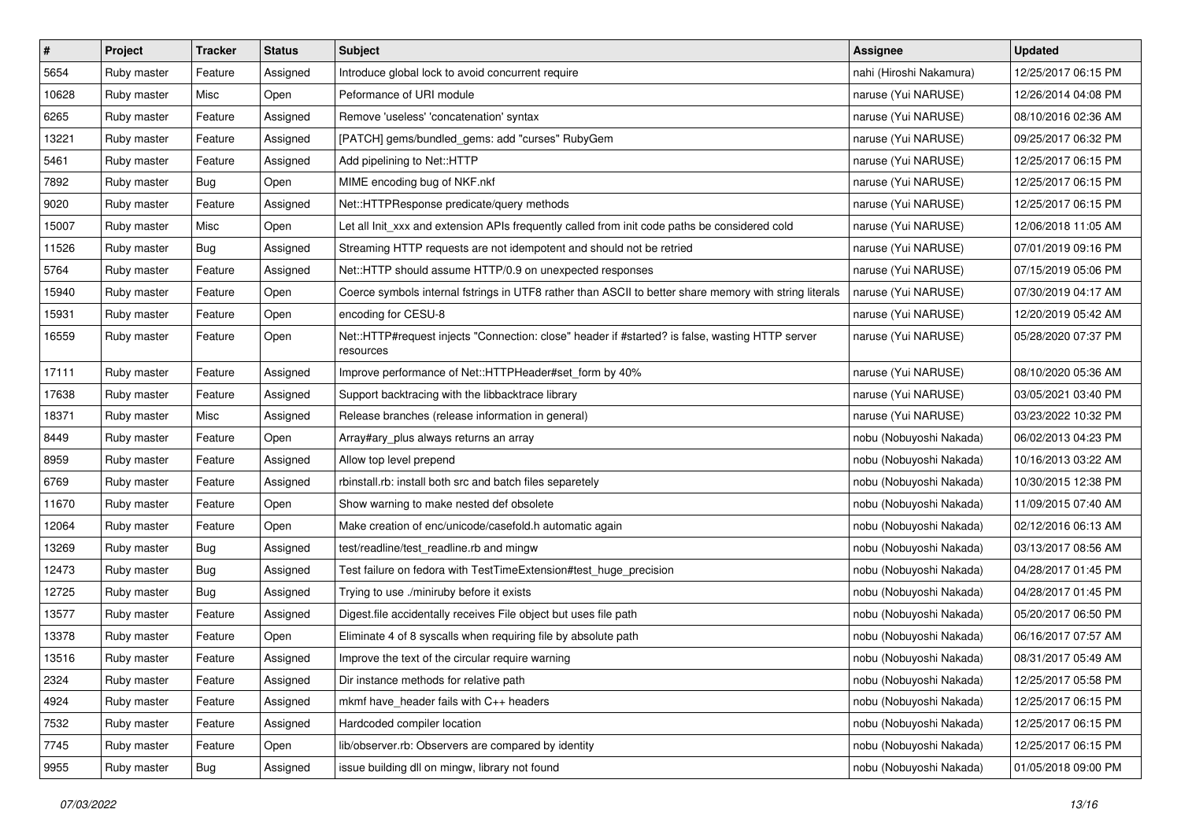| # | Project | Tracker | Status | Subject | Assignee | Updated |
|---|---|---|---|---|---|---|
| 5654 | Ruby master | Feature | Assigned | Introduce global lock to avoid concurrent require | nahi (Hiroshi Nakamura) | 12/25/2017 06:15 PM |
| 10628 | Ruby master | Misc | Open | Peformance of URI module | naruse (Yui NARUSE) | 12/26/2014 04:08 PM |
| 6265 | Ruby master | Feature | Assigned | Remove 'useless' 'concatenation' syntax | naruse (Yui NARUSE) | 08/10/2016 02:36 AM |
| 13221 | Ruby master | Feature | Assigned | [PATCH] gems/bundled_gems: add "curses" RubyGem | naruse (Yui NARUSE) | 09/25/2017 06:32 PM |
| 5461 | Ruby master | Feature | Assigned | Add pipelining to Net::HTTP | naruse (Yui NARUSE) | 12/25/2017 06:15 PM |
| 7892 | Ruby master | Bug | Open | MIME encoding bug of NKF.nkf | naruse (Yui NARUSE) | 12/25/2017 06:15 PM |
| 9020 | Ruby master | Feature | Assigned | Net::HTTPResponse predicate/query methods | naruse (Yui NARUSE) | 12/25/2017 06:15 PM |
| 15007 | Ruby master | Misc | Open | Let all Init_xxx and extension APIs frequently called from init code paths be considered cold | naruse (Yui NARUSE) | 12/06/2018 11:05 AM |
| 11526 | Ruby master | Bug | Assigned | Streaming HTTP requests are not idempotent and should not be retried | naruse (Yui NARUSE) | 07/01/2019 09:16 PM |
| 5764 | Ruby master | Feature | Assigned | Net::HTTP should assume HTTP/0.9 on unexpected responses | naruse (Yui NARUSE) | 07/15/2019 05:06 PM |
| 15940 | Ruby master | Feature | Open | Coerce symbols internal fstrings in UTF8 rather than ASCII to better share memory with string literals | naruse (Yui NARUSE) | 07/30/2019 04:17 AM |
| 15931 | Ruby master | Feature | Open | encoding for CESU-8 | naruse (Yui NARUSE) | 12/20/2019 05:42 AM |
| 16559 | Ruby master | Feature | Open | Net::HTTP#request injects "Connection: close" header if #started? is false, wasting HTTP server resources | naruse (Yui NARUSE) | 05/28/2020 07:37 PM |
| 17111 | Ruby master | Feature | Assigned | Improve performance of Net::HTTPHeader#set_form by 40% | naruse (Yui NARUSE) | 08/10/2020 05:36 AM |
| 17638 | Ruby master | Feature | Assigned | Support backtracing with the libbacktrace library | naruse (Yui NARUSE) | 03/05/2021 03:40 PM |
| 18371 | Ruby master | Misc | Assigned | Release branches (release information in general) | naruse (Yui NARUSE) | 03/23/2022 10:32 PM |
| 8449 | Ruby master | Feature | Open | Array#ary_plus always returns an array | nobu (Nobuyoshi Nakada) | 06/02/2013 04:23 PM |
| 8959 | Ruby master | Feature | Assigned | Allow top level prepend | nobu (Nobuyoshi Nakada) | 10/16/2013 03:22 AM |
| 6769 | Ruby master | Feature | Assigned | rbinstall.rb: install both src and batch files separetely | nobu (Nobuyoshi Nakada) | 10/30/2015 12:38 PM |
| 11670 | Ruby master | Feature | Open | Show warning to make nested def obsolete | nobu (Nobuyoshi Nakada) | 11/09/2015 07:40 AM |
| 12064 | Ruby master | Feature | Open | Make creation of enc/unicode/casefold.h automatic again | nobu (Nobuyoshi Nakada) | 02/12/2016 06:13 AM |
| 13269 | Ruby master | Bug | Assigned | test/readline/test_readline.rb and mingw | nobu (Nobuyoshi Nakada) | 03/13/2017 08:56 AM |
| 12473 | Ruby master | Bug | Assigned | Test failure on fedora with TestTimeExtension#test_huge_precision | nobu (Nobuyoshi Nakada) | 04/28/2017 01:45 PM |
| 12725 | Ruby master | Bug | Assigned | Trying to use ./miniruby before it exists | nobu (Nobuyoshi Nakada) | 04/28/2017 01:45 PM |
| 13577 | Ruby master | Feature | Assigned | Digest.file accidentally receives File object but uses file path | nobu (Nobuyoshi Nakada) | 05/20/2017 06:50 PM |
| 13378 | Ruby master | Feature | Open | Eliminate 4 of 8 syscalls when requiring file by absolute path | nobu (Nobuyoshi Nakada) | 06/16/2017 07:57 AM |
| 13516 | Ruby master | Feature | Assigned | Improve the text of the circular require warning | nobu (Nobuyoshi Nakada) | 08/31/2017 05:49 AM |
| 2324 | Ruby master | Feature | Assigned | Dir instance methods for relative path | nobu (Nobuyoshi Nakada) | 12/25/2017 05:58 PM |
| 4924 | Ruby master | Feature | Assigned | mkmf have_header fails with C++ headers | nobu (Nobuyoshi Nakada) | 12/25/2017 06:15 PM |
| 7532 | Ruby master | Feature | Assigned | Hardcoded compiler location | nobu (Nobuyoshi Nakada) | 12/25/2017 06:15 PM |
| 7745 | Ruby master | Feature | Open | lib/observer.rb: Observers are compared by identity | nobu (Nobuyoshi Nakada) | 12/25/2017 06:15 PM |
| 9955 | Ruby master | Bug | Assigned | issue building dll on mingw, library not found | nobu (Nobuyoshi Nakada) | 01/05/2018 09:00 PM |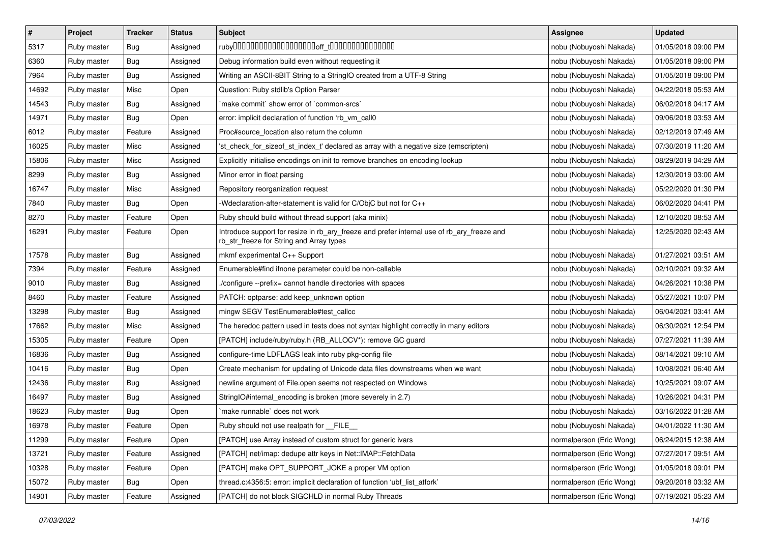| # | Project | Tracker | Status | Subject | Assignee | Updated |
|---|---|---|---|---|---|---|
| 5317 | Ruby master | Bug | Assigned | ruby0000000000000000000off_t00000000000000 | nobu (Nobuyoshi Nakada) | 01/05/2018 09:00 PM |
| 6360 | Ruby master | Bug | Assigned | Debug information build even without requesting it | nobu (Nobuyoshi Nakada) | 01/05/2018 09:00 PM |
| 7964 | Ruby master | Bug | Assigned | Writing an ASCII-8BIT String to a StringIO created from a UTF-8 String | nobu (Nobuyoshi Nakada) | 01/05/2018 09:00 PM |
| 14692 | Ruby master | Misc | Open | Question: Ruby stdlib's Option Parser | nobu (Nobuyoshi Nakada) | 04/22/2018 05:53 AM |
| 14543 | Ruby master | Bug | Assigned | `make commit` show error of `common-srcs` | nobu (Nobuyoshi Nakada) | 06/02/2018 04:17 AM |
| 14971 | Ruby master | Bug | Open | error: implicit declaration of function 'rb_vm_call0 | nobu (Nobuyoshi Nakada) | 09/06/2018 03:53 AM |
| 6012 | Ruby master | Feature | Assigned | Proc#source_location also return the column | nobu (Nobuyoshi Nakada) | 02/12/2019 07:49 AM |
| 16025 | Ruby master | Misc | Assigned | 'st_check_for_sizeof_st_index_t' declared as array with a negative size (emscripten) | nobu (Nobuyoshi Nakada) | 07/30/2019 11:20 AM |
| 15806 | Ruby master | Misc | Assigned | Explicitly initialise encodings on init to remove branches on encoding lookup | nobu (Nobuyoshi Nakada) | 08/29/2019 04:29 AM |
| 8299 | Ruby master | Bug | Assigned | Minor error in float parsing | nobu (Nobuyoshi Nakada) | 12/30/2019 03:00 AM |
| 16747 | Ruby master | Misc | Assigned | Repository reorganization request | nobu (Nobuyoshi Nakada) | 05/22/2020 01:30 PM |
| 7840 | Ruby master | Bug | Open | -Wdeclaration-after-statement is valid for C/ObjC but not for C++ | nobu (Nobuyoshi Nakada) | 06/02/2020 04:41 PM |
| 8270 | Ruby master | Feature | Open | Ruby should build without thread support (aka minix) | nobu (Nobuyoshi Nakada) | 12/10/2020 08:53 AM |
| 16291 | Ruby master | Feature | Open | Introduce support for resize in rb_ary_freeze and prefer internal use of rb_ary_freeze and rb_str_freeze for String and Array types | nobu (Nobuyoshi Nakada) | 12/25/2020 02:43 AM |
| 17578 | Ruby master | Bug | Assigned | mkmf experimental C++ Support | nobu (Nobuyoshi Nakada) | 01/27/2021 03:51 AM |
| 7394 | Ruby master | Feature | Assigned | Enumerable#find ifnone parameter could be non-callable | nobu (Nobuyoshi Nakada) | 02/10/2021 09:32 AM |
| 9010 | Ruby master | Bug | Assigned | ./configure --prefix= cannot handle directories with spaces | nobu (Nobuyoshi Nakada) | 04/26/2021 10:38 PM |
| 8460 | Ruby master | Feature | Assigned | PATCH: optparse: add keep_unknown option | nobu (Nobuyoshi Nakada) | 05/27/2021 10:07 PM |
| 13298 | Ruby master | Bug | Assigned | mingw SEGV TestEnumerable#test_callcc | nobu (Nobuyoshi Nakada) | 06/04/2021 03:41 AM |
| 17662 | Ruby master | Misc | Assigned | The heredoc pattern used in tests does not syntax highlight correctly in many editors | nobu (Nobuyoshi Nakada) | 06/30/2021 12:54 PM |
| 15305 | Ruby master | Feature | Open | [PATCH] include/ruby/ruby.h (RB_ALLOCV*): remove GC guard | nobu (Nobuyoshi Nakada) | 07/27/2021 11:39 AM |
| 16836 | Ruby master | Bug | Assigned | configure-time LDFLAGS leak into ruby pkg-config file | nobu (Nobuyoshi Nakada) | 08/14/2021 09:10 AM |
| 10416 | Ruby master | Bug | Open | Create mechanism for updating of Unicode data files downstreams when we want | nobu (Nobuyoshi Nakada) | 10/08/2021 06:40 AM |
| 12436 | Ruby master | Bug | Assigned | newline argument of File.open seems not respected on Windows | nobu (Nobuyoshi Nakada) | 10/25/2021 09:07 AM |
| 16497 | Ruby master | Bug | Assigned | StringIO#internal_encoding is broken (more severely in 2.7) | nobu (Nobuyoshi Nakada) | 10/26/2021 04:31 PM |
| 18623 | Ruby master | Bug | Open | `make runnable` does not work | nobu (Nobuyoshi Nakada) | 03/16/2022 01:28 AM |
| 16978 | Ruby master | Feature | Open | Ruby should not use realpath for __FILE__ | nobu (Nobuyoshi Nakada) | 04/01/2022 11:30 AM |
| 11299 | Ruby master | Feature | Open | [PATCH] use Array instead of custom struct for generic ivars | normalperson (Eric Wong) | 06/24/2015 12:38 AM |
| 13721 | Ruby master | Feature | Assigned | [PATCH] net/imap: dedupe attr keys in Net::IMAP::FetchData | normalperson (Eric Wong) | 07/27/2017 09:51 AM |
| 10328 | Ruby master | Feature | Open | [PATCH] make OPT_SUPPORT_JOKE a proper VM option | normalperson (Eric Wong) | 01/05/2018 09:01 PM |
| 15072 | Ruby master | Bug | Open | thread.c:4356:5: error: implicit declaration of function 'ubf_list_atfork' | normalperson (Eric Wong) | 09/20/2018 03:32 AM |
| 14901 | Ruby master | Feature | Assigned | [PATCH] do not block SIGCHLD in normal Ruby Threads | normalperson (Eric Wong) | 07/19/2021 05:23 AM |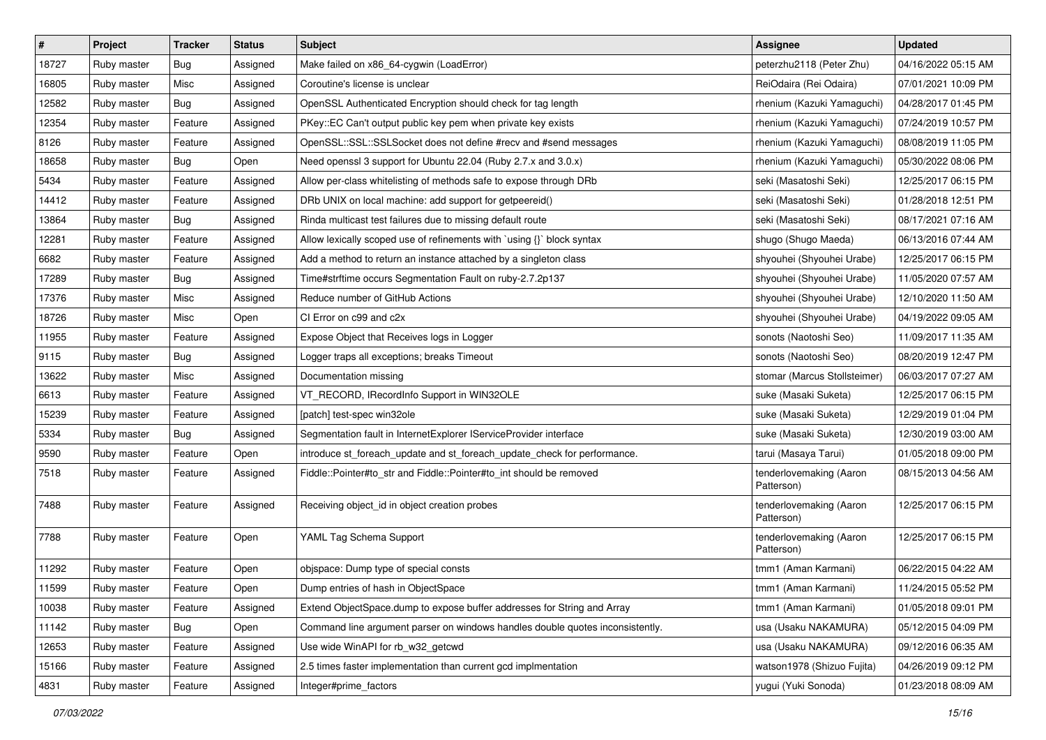| # | Project | Tracker | Status | Subject | Assignee | Updated |
|---|---|---|---|---|---|---|
| 18727 | Ruby master | Bug | Assigned | Make failed on x86_64-cygwin (LoadError) | peterzhu2118 (Peter Zhu) | 04/16/2022 05:15 AM |
| 16805 | Ruby master | Misc | Assigned | Coroutine's license is unclear | ReiOdaira (Rei Odaira) | 07/01/2021 10:09 PM |
| 12582 | Ruby master | Bug | Assigned | OpenSSL Authenticated Encryption should check for tag length | rhenium (Kazuki Yamaguchi) | 04/28/2017 01:45 PM |
| 12354 | Ruby master | Feature | Assigned | PKey::EC Can't output public key pem when private key exists | rhenium (Kazuki Yamaguchi) | 07/24/2019 10:57 PM |
| 8126 | Ruby master | Feature | Assigned | OpenSSL::SSL::SSLSocket does not define #recv and #send messages | rhenium (Kazuki Yamaguchi) | 08/08/2019 11:05 PM |
| 18658 | Ruby master | Bug | Open | Need openssl 3 support for Ubuntu 22.04 (Ruby 2.7.x and 3.0.x) | rhenium (Kazuki Yamaguchi) | 05/30/2022 08:06 PM |
| 5434 | Ruby master | Feature | Assigned | Allow per-class whitelisting of methods safe to expose through DRb | seki (Masatoshi Seki) | 12/25/2017 06:15 PM |
| 14412 | Ruby master | Feature | Assigned | DRb UNIX on local machine: add support for getpeereid() | seki (Masatoshi Seki) | 01/28/2018 12:51 PM |
| 13864 | Ruby master | Bug | Assigned | Rinda multicast test failures due to missing default route | seki (Masatoshi Seki) | 08/17/2021 07:16 AM |
| 12281 | Ruby master | Feature | Assigned | Allow lexically scoped use of refinements with `using {}` block syntax | shugo (Shugo Maeda) | 06/13/2016 07:44 AM |
| 6682 | Ruby master | Feature | Assigned | Add a method to return an instance attached by a singleton class | shyouhei (Shyouhei Urabe) | 12/25/2017 06:15 PM |
| 17289 | Ruby master | Bug | Assigned | Time#strftime occurs Segmentation Fault on ruby-2.7.2p137 | shyouhei (Shyouhei Urabe) | 11/05/2020 07:57 AM |
| 17376 | Ruby master | Misc | Assigned | Reduce number of GitHub Actions | shyouhei (Shyouhei Urabe) | 12/10/2020 11:50 AM |
| 18726 | Ruby master | Misc | Open | CI Error on c99 and c2x | shyouhei (Shyouhei Urabe) | 04/19/2022 09:05 AM |
| 11955 | Ruby master | Feature | Assigned | Expose Object that Receives logs in Logger | sonots (Naotoshi Seo) | 11/09/2017 11:35 AM |
| 9115 | Ruby master | Bug | Assigned | Logger traps all exceptions; breaks Timeout | sonots (Naotoshi Seo) | 08/20/2019 12:47 PM |
| 13622 | Ruby master | Misc | Assigned | Documentation missing | stomar (Marcus Stollsteimer) | 06/03/2017 07:27 AM |
| 6613 | Ruby master | Feature | Assigned | VT_RECORD, IRecordInfo Support in WIN32OLE | suke (Masaki Suketa) | 12/25/2017 06:15 PM |
| 15239 | Ruby master | Feature | Assigned | [patch] test-spec win32ole | suke (Masaki Suketa) | 12/29/2019 01:04 PM |
| 5334 | Ruby master | Bug | Assigned | Segmentation fault in InternetExplorer IServiceProvider interface | suke (Masaki Suketa) | 12/30/2019 03:00 AM |
| 9590 | Ruby master | Feature | Open | introduce st_foreach_update and st_foreach_update_check for performance. | tarui (Masaya Tarui) | 01/05/2018 09:00 PM |
| 7518 | Ruby master | Feature | Assigned | Fiddle::Pointer#to_str and Fiddle::Pointer#to_int should be removed | tenderlovemaking (Aaron Patterson) | 08/15/2013 04:56 AM |
| 7488 | Ruby master | Feature | Assigned | Receiving object_id in object creation probes | tenderlovemaking (Aaron Patterson) | 12/25/2017 06:15 PM |
| 7788 | Ruby master | Feature | Open | YAML Tag Schema Support | tenderlovemaking (Aaron Patterson) | 12/25/2017 06:15 PM |
| 11292 | Ruby master | Feature | Open | objspace: Dump type of special consts | tmm1 (Aman Karmani) | 06/22/2015 04:22 AM |
| 11599 | Ruby master | Feature | Open | Dump entries of hash in ObjectSpace | tmm1 (Aman Karmani) | 11/24/2015 05:52 PM |
| 10038 | Ruby master | Feature | Assigned | Extend ObjectSpace.dump to expose buffer addresses for String and Array | tmm1 (Aman Karmani) | 01/05/2018 09:01 PM |
| 11142 | Ruby master | Bug | Open | Command line argument parser on windows handles double quotes inconsistently. | usa (Usaku NAKAMURA) | 05/12/2015 04:09 PM |
| 12653 | Ruby master | Feature | Assigned | Use wide WinAPI for rb_w32_getcwd | usa (Usaku NAKAMURA) | 09/12/2016 06:35 AM |
| 15166 | Ruby master | Feature | Assigned | 2.5 times faster implementation than current gcd implmentation | watson1978 (Shizuo Fujita) | 04/26/2019 09:12 PM |
| 4831 | Ruby master | Feature | Assigned | Integer#prime_factors | yugui (Yuki Sonoda) | 01/23/2018 08:09 AM |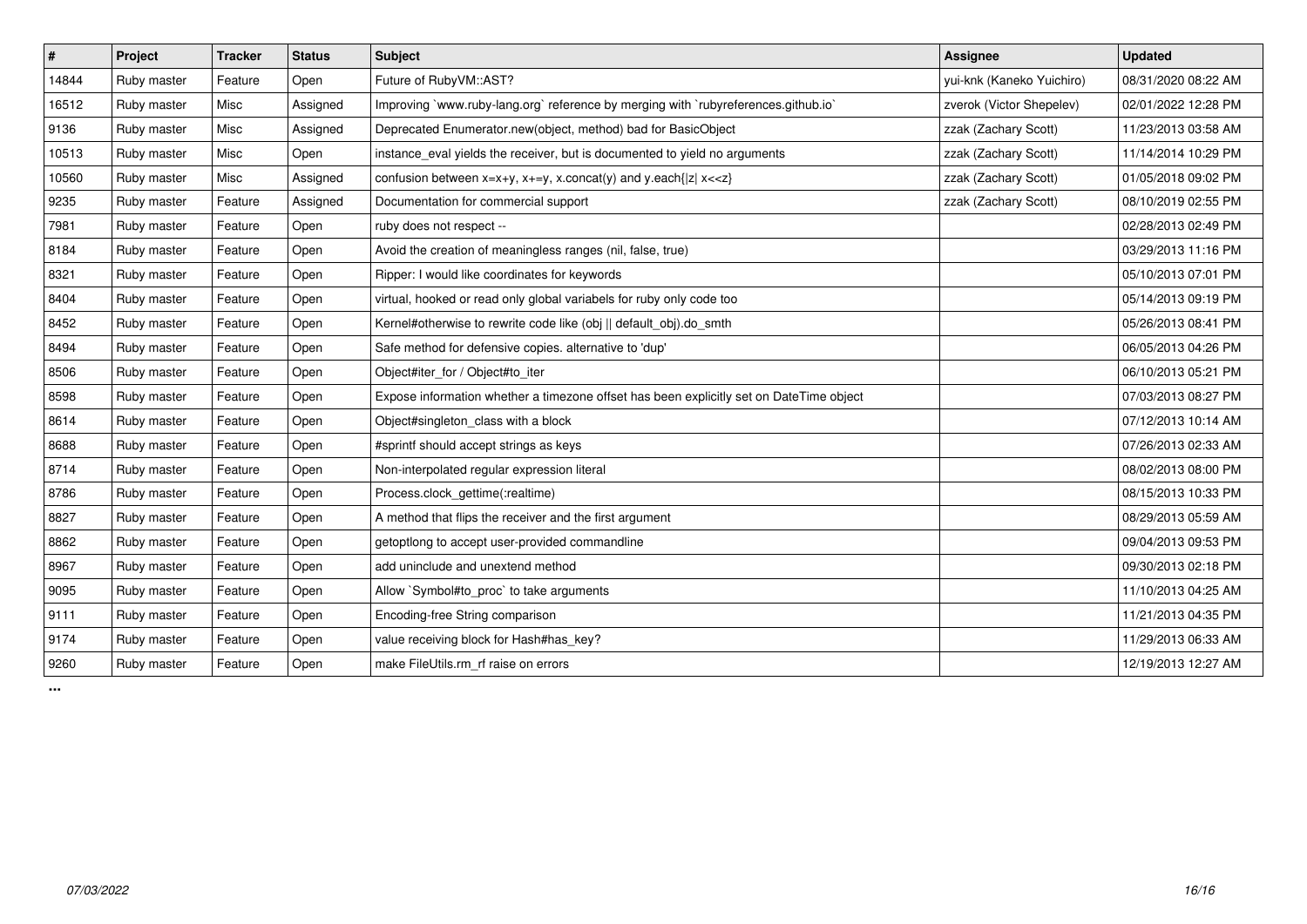| # | Project | Tracker | Status | Subject | Assignee | Updated |
|---|---|---|---|---|---|---|
| 14844 | Ruby master | Feature | Open | Future of RubyVM::AST? | yui-knk (Kaneko Yuichiro) | 08/31/2020 08:22 AM |
| 16512 | Ruby master | Misc | Assigned | Improving `www.ruby-lang.org` reference by merging with `rubyreferences.github.io` | zverok (Victor Shepelev) | 02/01/2022 12:28 PM |
| 9136 | Ruby master | Misc | Assigned | Deprecated Enumerator.new(object, method) bad for BasicObject | zzak (Zachary Scott) | 11/23/2013 03:58 AM |
| 10513 | Ruby master | Misc | Open | instance_eval yields the receiver, but is documented to yield no arguments | zzak (Zachary Scott) | 11/14/2014 10:29 PM |
| 10560 | Ruby master | Misc | Assigned | confusion between x=x+y, x+=y, x.concat(y) and y.each{\|z\| x<<z} | zzak (Zachary Scott) | 01/05/2018 09:02 PM |
| 9235 | Ruby master | Feature | Assigned | Documentation for commercial support | zzak (Zachary Scott) | 08/10/2019 02:55 PM |
| 7981 | Ruby master | Feature | Open | ruby does not respect -- | | 02/28/2013 02:49 PM |
| 8184 | Ruby master | Feature | Open | Avoid the creation of meaningless ranges (nil, false, true) | | 03/29/2013 11:16 PM |
| 8321 | Ruby master | Feature | Open | Ripper: I would like coordinates for keywords | | 05/10/2013 07:01 PM |
| 8404 | Ruby master | Feature | Open | virtual, hooked or read only global variabels for ruby only code too | | 05/14/2013 09:19 PM |
| 8452 | Ruby master | Feature | Open | Kernel#otherwise to rewrite code like (obj \|\| default_obj).do_smth | | 05/26/2013 08:41 PM |
| 8494 | Ruby master | Feature | Open | Safe method for defensive copies. alternative to 'dup' | | 06/05/2013 04:26 PM |
| 8506 | Ruby master | Feature | Open | Object#iter_for / Object#to_iter | | 06/10/2013 05:21 PM |
| 8598 | Ruby master | Feature | Open | Expose information whether a timezone offset has been explicitly set on DateTime object | | 07/03/2013 08:27 PM |
| 8614 | Ruby master | Feature | Open | Object#singleton_class with a block | | 07/12/2013 10:14 AM |
| 8688 | Ruby master | Feature | Open | #sprintf should accept strings as keys | | 07/26/2013 02:33 AM |
| 8714 | Ruby master | Feature | Open | Non-interpolated regular expression literal | | 08/02/2013 08:00 PM |
| 8786 | Ruby master | Feature | Open | Process.clock_gettime(:realtime) | | 08/15/2013 10:33 PM |
| 8827 | Ruby master | Feature | Open | A method that flips the receiver and the first argument | | 08/29/2013 05:59 AM |
| 8862 | Ruby master | Feature | Open | getoptlong to accept user-provided commandline | | 09/04/2013 09:53 PM |
| 8967 | Ruby master | Feature | Open | add uninclude and unextend method | | 09/30/2013 02:18 PM |
| 9095 | Ruby master | Feature | Open | Allow `Symbol#to_proc` to take arguments | | 11/10/2013 04:25 AM |
| 9111 | Ruby master | Feature | Open | Encoding-free String comparison | | 11/21/2013 04:35 PM |
| 9174 | Ruby master | Feature | Open | value receiving block for Hash#has_key? | | 11/29/2013 06:33 AM |
| 9260 | Ruby master | Feature | Open | make FileUtils.rm_rf raise on errors | | 12/19/2013 12:27 AM |

...